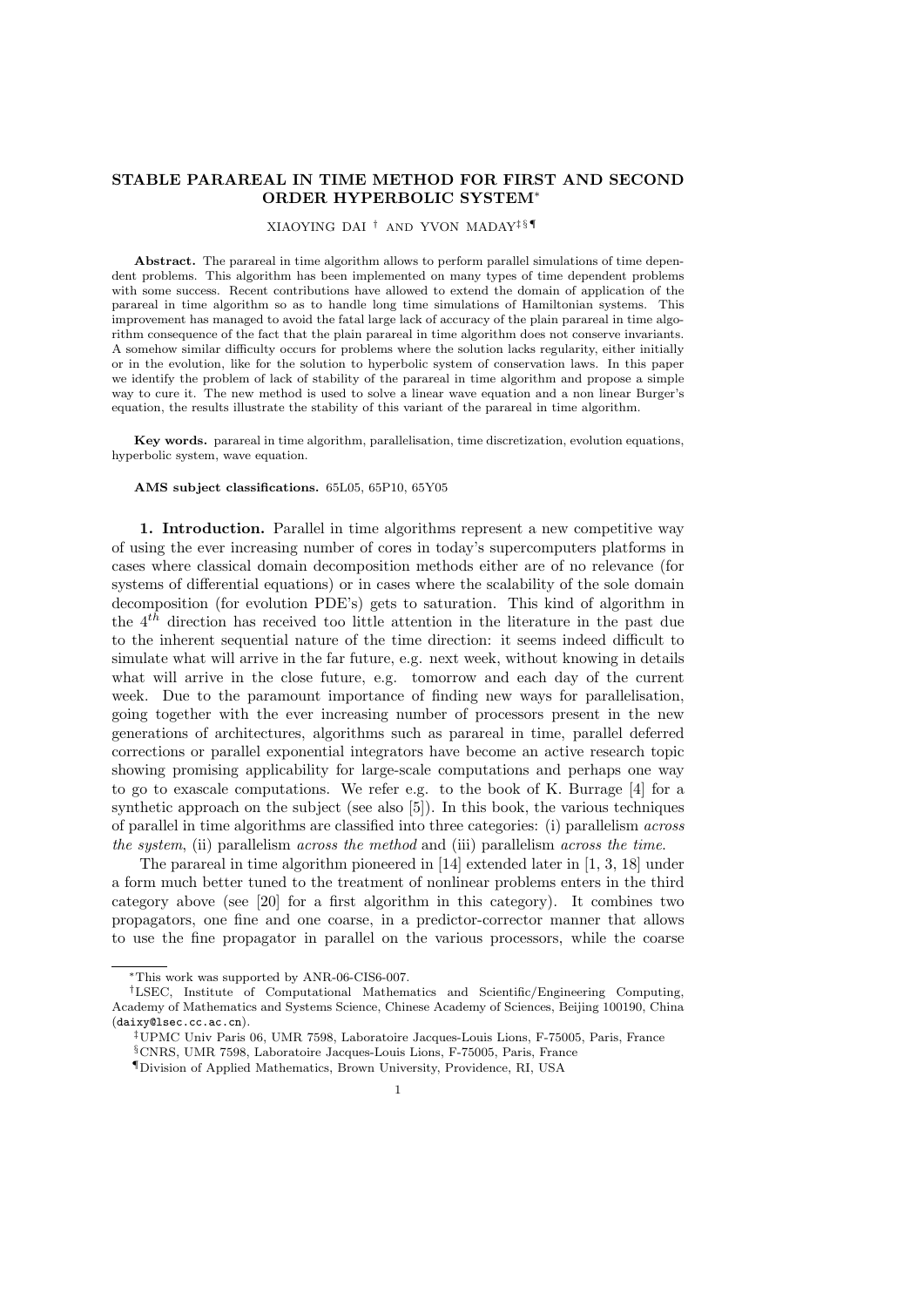# STABLE PARAREAL IN TIME METHOD FOR FIRST AND SECOND ORDER HYPERBOLIC SYSTEM*

XIAOYING DAI † AND YVON MADAY‡§¶

**Abstract.** The parareal in time algorithm allows to perform parallel simulations of time dependent problems. This algorithm has been implemented on many types of time dependent problems with some success. Recent contributions have allowed to extend the domain of application of the parareal in time algorithm so as to handle long time simulations of Hamiltonian systems. This improvement has managed to avoid the fatal large lack of accuracy of the plain parareal in time algorithm consequence of the fact that the plain parareal in time algorithm does not conserve invariants. A somehow similar difficulty occurs for problems where the solution lacks regularity, either initially or in the evolution, like for the solution to hyperbolic system of conservation laws. In this paper we identify the problem of lack of stability of the parareal in time algorithm and propose a simple way to cure it. The new method is used to solve a linear wave equation and a non linear Burger's equation, the results illustrate the stability of this variant of the parareal in time algorithm.

**Key words.** parareal in time algorithm, parallelisation, time discretization, evolution equations, hyperbolic system, wave equation.

**AMS subject classifications.** 65L05, 65P10, 65Y05

**1. Introduction.** Parallel in time algorithms represent a new competitive way of using the ever increasing number of cores in today's supercomputers platforms in cases where classical domain decomposition methods either are of no relevance (for systems of differential equations) or in cases where the scalability of the sole domain decomposition (for evolution PDE's) gets to saturation. This kind of algorithm in the $4^{th}$ direction has received too little attention in the literature in the past due to the inherent sequential nature of the time direction: it seems indeed difficult to simulate what will arrive in the far future, e.g. next week, without knowing in details what will arrive in the close future, e.g. tomorrow and each day of the current week. Due to the paramount importance of finding new ways for parallelisation, going together with the ever increasing number of processors present in the new generations of architectures, algorithms such as parareal in time, parallel deferred corrections or parallel exponential integrators have become an active research topic showing promising applicability for large-scale computations and perhaps one way to go to exascale computations. We refer e.g. to the book of K. Burrage [4] for a synthetic approach on the subject (see also [5]). In this book, the various techniques of parallel in time algorithms are classified into three categories: (i) parallelism *across the system*, (ii) parallelism *across the method* and (iii) parallelism *across the time*.

The parareal in time algorithm pioneered in [14] extended later in [1, 3, 18] under a form much better tuned to the treatment of nonlinear problems enters in the third category above (see [20] for a first algorithm in this category). It combines two propagators, one fine and one coarse, in a predictor-corrector manner that allows to use the fine propagator in parallel on the various processors, while the coarse

---

*This work was supported by ANR-06-CIS6-007.

†LSEC, Institute of Computational Mathematics and Scientific/Engineering Computing, Academy of Mathematics and Systems Science, Chinese Academy of Sciences, Beijing 100190, China (daixy@lsec.cc.ac.cn).

‡UPMC Univ Paris 06, UMR 7598, Laboratoire Jacques-Louis Lions, F-75005, Paris, France

§CNRS, UMR 7598, Laboratoire Jacques-Louis Lions, F-75005, Paris, France

¶Division of Applied Mathematics, Brown University, Providence, RI, USA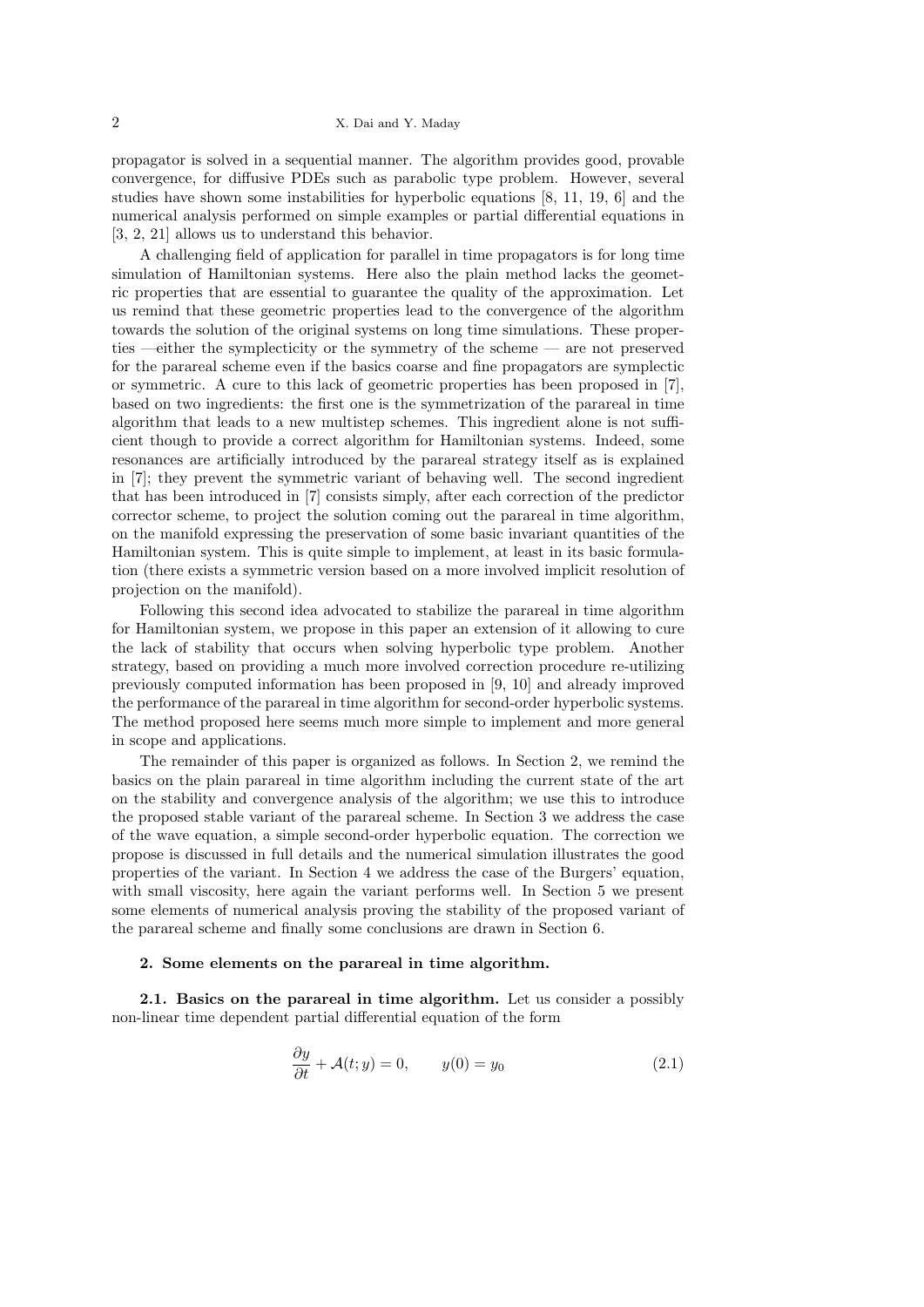propagator is solved in a sequential manner. The algorithm provides good, provable convergence, for diffusive PDEs such as parabolic type problem. However, several studies have shown some instabilities for hyperbolic equations [8, 11, 19, 6] and the numerical analysis performed on simple examples or partial differential equations in [3, 2, 21] allows us to understand this behavior.

A challenging field of application for parallel in time propagators is for long time simulation of Hamiltonian systems. Here also the plain method lacks the geometric properties that are essential to guarantee the quality of the approximation. Let us remind that these geometric properties lead to the convergence of the algorithm towards the solution of the original systems on long time simulations. These properties —either the symplecticity or the symmetry of the scheme — are not preserved for the parareal scheme even if the basics coarse and fine propagators are symplectic or symmetric. A cure to this lack of geometric properties has been proposed in [7], based on two ingredients: the first one is the symmetrization of the parareal in time algorithm that leads to a new multistep schemes. This ingredient alone is not sufficient though to provide a correct algorithm for Hamiltonian systems. Indeed, some resonances are artificially introduced by the parareal strategy itself as is explained in [7]; they prevent the symmetric variant of behaving well. The second ingredient that has been introduced in [7] consists simply, after each correction of the predictor corrector scheme, to project the solution coming out the parareal in time algorithm, on the manifold expressing the preservation of some basic invariant quantities of the Hamiltonian system. This is quite simple to implement, at least in its basic formulation (there exists a symmetric version based on a more involved implicit resolution of projection on the manifold).

Following this second idea advocated to stabilize the parareal in time algorithm for Hamiltonian system, we propose in this paper an extension of it allowing to cure the lack of stability that occurs when solving hyperbolic type problem. Another strategy, based on providing a much more involved correction procedure re-utilizing previously computed information has been proposed in [9, 10] and already improved the performance of the parareal in time algorithm for second-order hyperbolic systems. The method proposed here seems much more simple to implement and more general in scope and applications.

The remainder of this paper is organized as follows. In Section 2, we remind the basics on the plain parareal in time algorithm including the current state of the art on the stability and convergence analysis of the algorithm; we use this to introduce the proposed stable variant of the parareal scheme. In Section 3 we address the case of the wave equation, a simple second-order hyperbolic equation. The correction we propose is discussed in full details and the numerical simulation illustrates the good properties of the variant. In Section 4 we address the case of the Burgers' equation, with small viscosity, here again the variant performs well. In Section 5 we present some elements of numerical analysis proving the stability of the proposed variant of the parareal scheme and finally some conclusions are drawn in Section 6.

## 2. Some elements on the parareal in time algorithm.

**2.1. Basics on the parareal in time algorithm.** Let us consider a possibly non-linear time dependent partial differential equation of the form

$$\frac{\partial y}{\partial t} + \mathcal{A}(t; y) = 0, \qquad y(0) = y_0 \tag{2.1}$$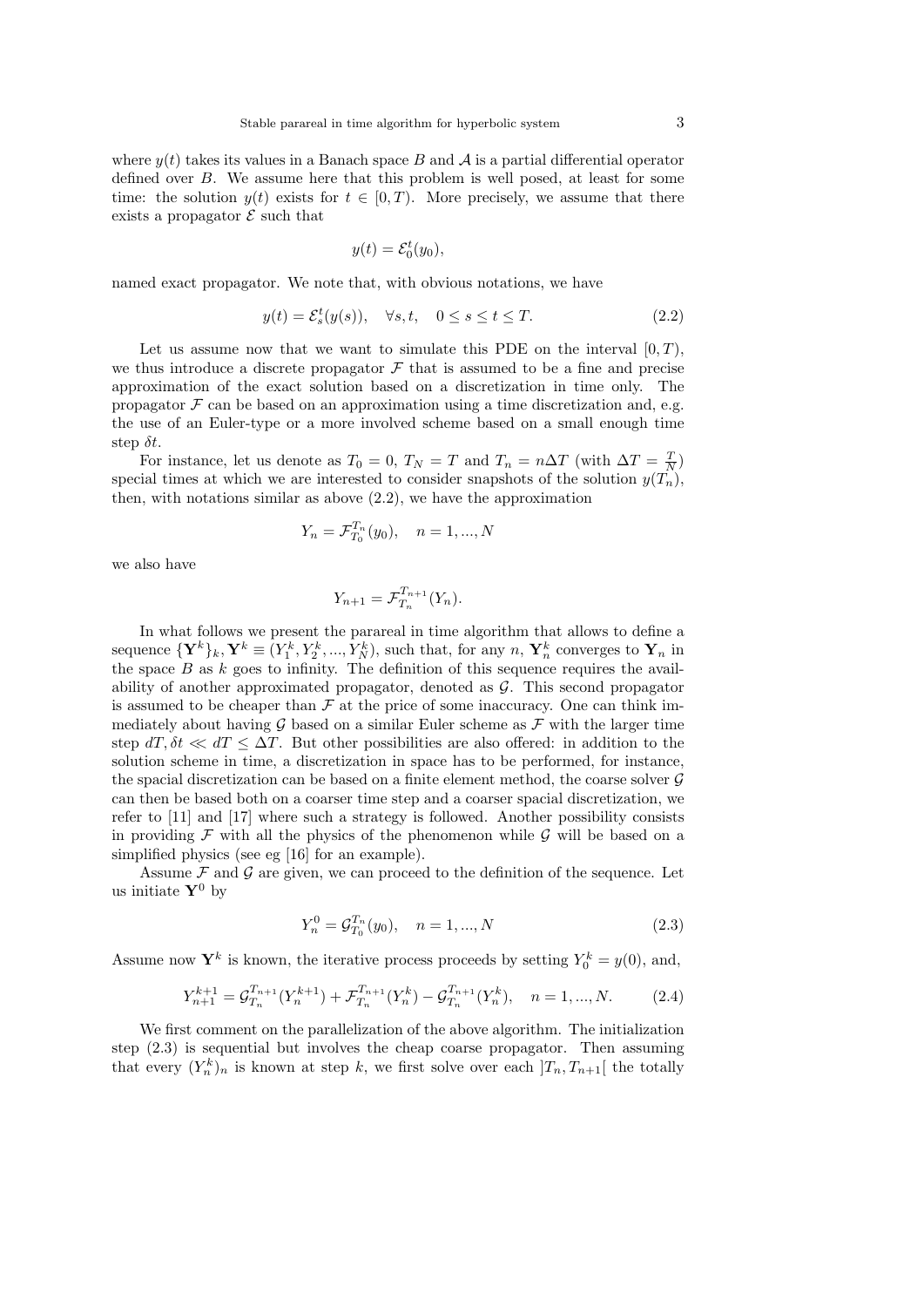where $y(t)$ takes its values in a Banach space $B$ and $\mathcal{A}$ is a partial differential operator defined over $B$. We assume here that this problem is well posed, at least for some time: the solution $y(t)$ exists for $t \in [0, T)$. More precisely, we assume that there exists a propagator $\mathcal{E}$ such that

$$y(t) = \mathcal{E}_0^t(y_0),$$

named exact propagator. We note that, with obvious notations, we have

$$y(t) = \mathcal{E}_s^t(y(s)), \quad \forall s, t, \quad 0 \leq s \leq t \leq T. \tag{2.2}$$

Let us assume now that we want to simulate this PDE on the interval $[0, T)$, we thus introduce a discrete propagator $\mathcal{F}$ that is assumed to be a fine and precise approximation of the exact solution based on a discretization in time only. The propagator $\mathcal{F}$ can be based on an approximation using a time discretization and, e.g. the use of an Euler-type or a more involved scheme based on a small enough time step $\delta t$.

For instance, let us denote as $T_0 = 0$, $T_N = T$ and $T_n = n\Delta T$ (with $\Delta T = \frac{T}{N}$) special times at which we are interested to consider snapshots of the solution $y(T_n)$, then, with notations similar as above (2.2), we have the approximation

$$Y_n = \mathcal{F}_{T_0}^{T_n}(y_0), \quad n = 1, ..., N$$

we also have

$$Y_{n+1} = \mathcal{F}_{T_n}^{T_{n+1}}(Y_n).$$

In what follows we present the parareal in time algorithm that allows to define a sequence $\{\mathbf{Y}^k\}_k, \mathbf{Y}^k \equiv (Y_1^k, Y_2^k, ..., Y_N^k)$, such that, for any $n$, $\mathbf{Y}_n^k$ converges to $\mathbf{Y}_n$ in the space $B$ as $k$ goes to infinity. The definition of this sequence requires the availability of another approximated propagator, denoted as $\mathcal{G}$. This second propagator is assumed to be cheaper than $\mathcal{F}$ at the price of some inaccuracy. One can think immediately about having $\mathcal{G}$ based on a similar Euler scheme as $\mathcal{F}$ with the larger time step $dT, \delta t \ll dT \leq \Delta T$. But other possibilities are also offered: in addition to the solution scheme in time, a discretization in space has to be performed, for instance, the spacial discretization can be based on a finite element method, the coarse solver $\mathcal{G}$ can then be based both on a coarser time step and a coarser spacial discretization, we refer to [11] and [17] where such a strategy is followed. Another possibility consists in providing $\mathcal{F}$ with all the physics of the phenomenon while $\mathcal{G}$ will be based on a simplified physics (see eg [16] for an example).

Assume $\mathcal{F}$ and $\mathcal{G}$ are given, we can proceed to the definition of the sequence. Let us initiate $\mathbf{Y}^0$ by

$$Y_n^0 = \mathcal{G}_{T_0}^{T_n}(y_0), \quad n = 1, ..., N \tag{2.3}$$

Assume now $\mathbf{Y}^k$ is known, the iterative process proceeds by setting $Y_0^k = y(0)$, and,

$$Y_{n+1}^{k+1} = \mathcal{G}_{T_n}^{T_{n+1}}(Y_n^{k+1}) + \mathcal{F}_{T_n}^{T_{n+1}}(Y_n^k) - \mathcal{G}_{T_n}^{T_{n+1}}(Y_n^k), \quad n = 1, ..., N. \tag{2.4}$$

We first comment on the parallelization of the above algorithm. The initialization step (2.3) is sequential but involves the cheap coarse propagator. Then assuming that every $(Y_n^k)_n$ is known at step $k$, we first solve over each $]T_n, T_{n+1}[$ the totally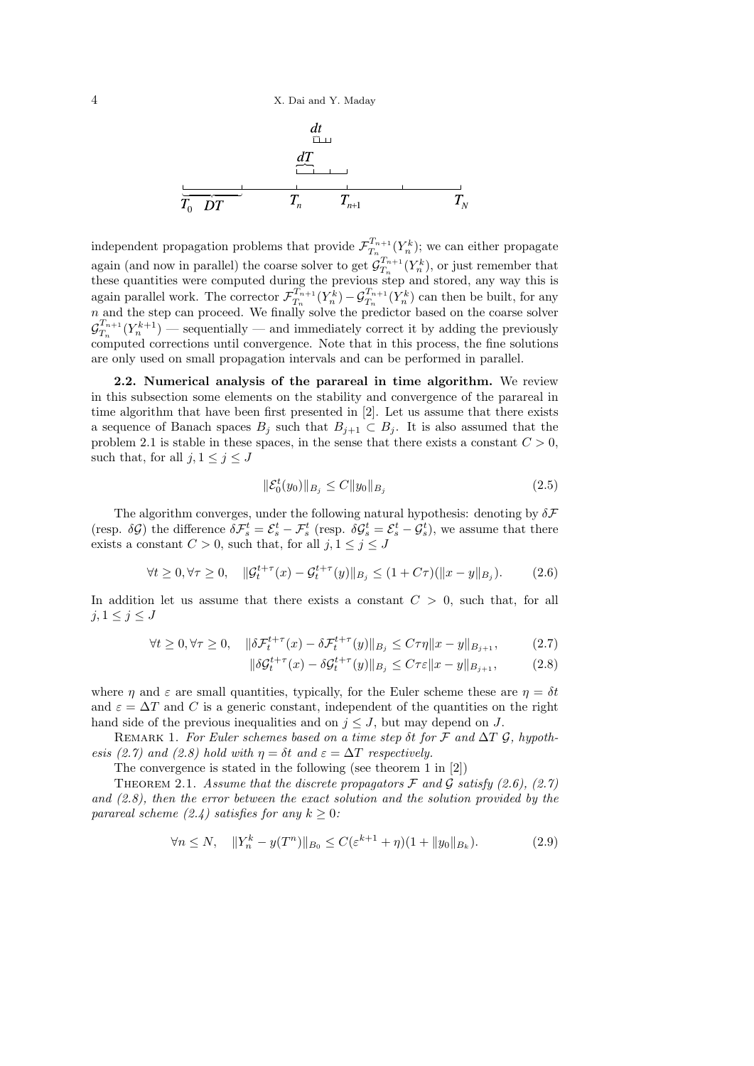independent propagation problems that provide $\mathcal{F}_{T_n}^{T_{n+1}}(Y_n^k)$; we can either propagate again (and now in parallel) the coarse solver to get $\mathcal{G}_{T_n}^{T_{n+1}}(Y_n^k)$, or just remember that these quantities were computed during the previous step and stored, any way this is again parallel work. The corrector $\mathcal{F}_{T_n}^{T_{n+1}}(Y_n^k) - \mathcal{G}_{T_n}^{T_{n+1}}(Y_n^k)$ can then be built, for any $n$ and the step can proceed. We finally solve the predictor based on the coarse solver $\mathcal{G}_{T_n}^{T_{n+1}}(Y_n^{k+1})$ — sequentially — and immediately correct it by adding the previously computed corrections until convergence. Note that in this process, the fine solutions are only used on small propagation intervals and can be performed in parallel.

**2.2. Numerical analysis of the parareal in time algorithm.** We review in this subsection some elements on the stability and convergence of the parareal in time algorithm that have been first presented in [2]. Let us assume that there exists a sequence of Banach spaces $B_j$ such that $B_{j+1} \subset B_j$. It is also assumed that the problem 2.1 is stable in these spaces, in the sense that there exists a constant $C > 0$, such that, for all $j, 1 \leq j \leq J$

$$\|\mathcal{E}_0^t(y_0)\|_{B_j} \leq C\|y_0\|_{B_j} \tag{2.5}$$

The algorithm converges, under the following natural hypothesis: denoting by $\delta\mathcal{F}$ (resp. $\delta\mathcal{G}$) the difference $\delta\mathcal{F}_s^t = \mathcal{E}_s^t - \mathcal{F}_s^t$ (resp. $\delta\mathcal{G}_s^t = \mathcal{E}_s^t - \mathcal{G}_s^t$), we assume that there exists a constant $C > 0$, such that, for all $j, 1 \leq j \leq J$

$$\forall t \geq 0, \forall \tau \geq 0, \quad \|\mathcal{G}_t^{t+\tau}(x) - \mathcal{G}_t^{t+\tau}(y)\|_{B_j} \leq (1 + C\tau)(\|x - y\|_{B_j}). \tag{2.6}$$

In addition let us assume that there exists a constant $C > 0$, such that, for all $j, 1 \leq j \leq J$

$$\forall t \geq 0, \forall \tau \geq 0, \quad \|\delta\mathcal{F}_t^{t+\tau}(x) - \delta\mathcal{F}_t^{t+\tau}(y)\|_{B_j} \leq C\tau\eta\|x - y\|_{B_{j+1}}, \tag{2.7}$$

$$\|\delta\mathcal{G}_t^{t+\tau}(x) - \delta\mathcal{G}_t^{t+\tau}(y)\|_{B_j} \leq C\tau\varepsilon\|x - y\|_{B_{j+1}}, \tag{2.8}$$

where $\eta$ and $\varepsilon$ are small quantities, typically, for the Euler scheme these are $\eta = \delta t$ and $\varepsilon = \Delta T$ and $C$ is a generic constant, independent of the quantities on the right hand side of the previous inequalities and on $j \leq J$, but may depend on $J$.

Remark 1. *For Euler schemes based on a time step $\delta t$ for $\mathcal{F}$ and $\Delta T$ $\mathcal{G}$, hypothesis (2.7) and (2.8) hold with $\eta = \delta t$ and $\varepsilon = \Delta T$ respectively.*

The convergence is stated in the following (see theorem 1 in [2])

Theorem 2.1. *Assume that the discrete propagators $\mathcal{F}$ and $\mathcal{G}$ satisfy (2.6), (2.7) and (2.8), then the error between the exact solution and the solution provided by the parareal scheme (2.4) satisfies for any $k \geq 0$:*

$$\forall n \leq N, \quad \|Y_n^k - y(T^n)\|_{B_0} \leq C(\varepsilon^{k+1} + \eta)(1 + \|y_0\|_{B_k}). \tag{2.9}$$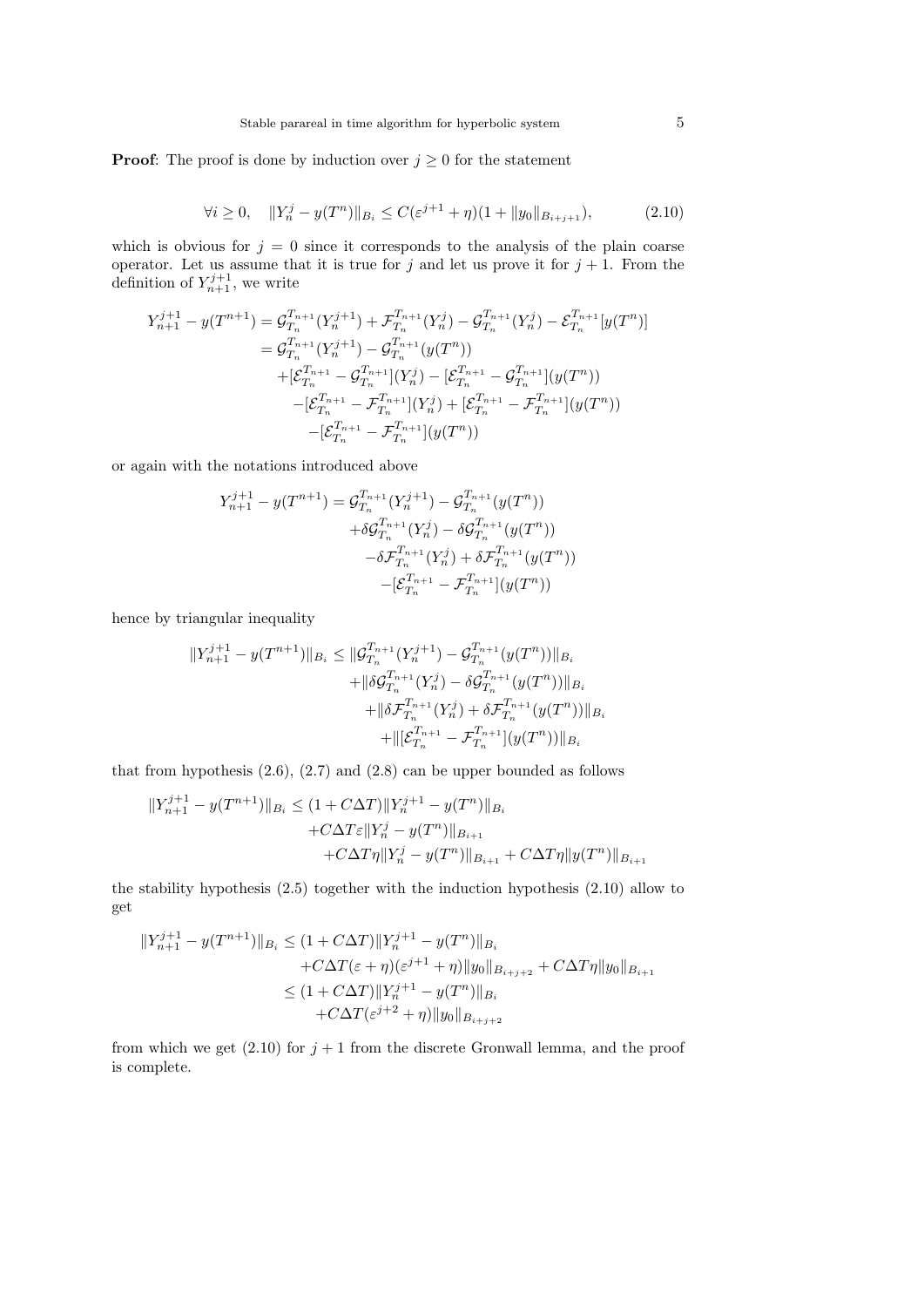**Proof**: The proof is done by induction over $j \geq 0$ for the statement

$$\forall i \geq 0, \quad \|Y_n^j - y(T^n)\|_{B_i} \leq C(\varepsilon^{j+1} + \eta)(1 + \|y_0\|_{B_{i+j+1}}), \tag{2.10}$$

which is obvious for $j = 0$ since it corresponds to the analysis of the plain coarse operator. Let us assume that it is true for $j$ and let us prove it for $j + 1$. From the definition of $Y_{n+1}^{j+1}$, we write

$$\begin{aligned}
Y_{n+1}^{j+1} - y(T^{n+1}) &= \mathcal{G}_{T_n}^{T_{n+1}}(Y_n^{j+1}) + \mathcal{F}_{T_n}^{T_{n+1}}(Y_n^j) - \mathcal{G}_{T_n}^{T_{n+1}}(Y_n^j) - \mathcal{E}_{T_n}^{T_{n+1}}[y(T^n)] \\
&= \mathcal{G}_{T_n}^{T_{n+1}}(Y_n^{j+1}) - \mathcal{G}_{T_n}^{T_{n+1}}(y(T^n)) \\
&\quad + [\mathcal{E}_{T_n}^{T_{n+1}} - \mathcal{G}_{T_n}^{T_{n+1}}](Y_n^j) - [\mathcal{E}_{T_n}^{T_{n+1}} - \mathcal{G}_{T_n}^{T_{n+1}}](y(T^n)) \\
&\quad - [\mathcal{E}_{T_n}^{T_{n+1}} - \mathcal{F}_{T_n}^{T_{n+1}}](Y_n^j) + [\mathcal{E}_{T_n}^{T_{n+1}} - \mathcal{F}_{T_n}^{T_{n+1}}](y(T^n)) \\
&\quad - [\mathcal{E}_{T_n}^{T_{n+1}} - \mathcal{F}_{T_n}^{T_{n+1}}](y(T^n))
\end{aligned}$$

or again with the notations introduced above

$$\begin{aligned}
Y_{n+1}^{j+1} - y(T^{n+1}) &= \mathcal{G}_{T_n}^{T_{n+1}}(Y_n^{j+1}) - \mathcal{G}_{T_n}^{T_{n+1}}(y(T^n)) \\
&\quad + \delta\mathcal{G}_{T_n}^{T_{n+1}}(Y_n^j) - \delta\mathcal{G}_{T_n}^{T_{n+1}}(y(T^n)) \\
&\quad - \delta\mathcal{F}_{T_n}^{T_{n+1}}(Y_n^j) + \delta\mathcal{F}_{T_n}^{T_{n+1}}(y(T^n)) \\
&\quad - [\mathcal{E}_{T_n}^{T_{n+1}} - \mathcal{F}_{T_n}^{T_{n+1}}](y(T^n))
\end{aligned}$$

hence by triangular inequality

$$\begin{aligned}
\|Y_{n+1}^{j+1} - y(T^{n+1})\|_{B_i} &\leq \|\mathcal{G}_{T_n}^{T_{n+1}}(Y_n^{j+1}) - \mathcal{G}_{T_n}^{T_{n+1}}(y(T^n))\|_{B_i} \\
&\quad + \|\delta\mathcal{G}_{T_n}^{T_{n+1}}(Y_n^j) - \delta\mathcal{G}_{T_n}^{T_{n+1}}(y(T^n))\|_{B_i} \\
&\quad + \|\delta\mathcal{F}_{T_n}^{T_{n+1}}(Y_n^j) + \delta\mathcal{F}_{T_n}^{T_{n+1}}(y(T^n))\|_{B_i} \\
&\quad + \|[\mathcal{E}_{T_n}^{T_{n+1}} - \mathcal{F}_{T_n}^{T_{n+1}}](y(T^n))\|_{B_i}
\end{aligned}$$

that from hypothesis (2.6), (2.7) and (2.8) can be upper bounded as follows

$$\begin{aligned}
\|Y_{n+1}^{j+1} - y(T^{n+1})\|_{B_i} &\leq (1 + C\Delta T)\|Y_n^{j+1} - y(T^n)\|_{B_i} \\
&\quad + C\Delta T\varepsilon\|Y_n^j - y(T^n)\|_{B_{i+1}} \\
&\quad + C\Delta T\eta\|Y_n^j - y(T^n)\|_{B_{i+1}} + C\Delta T\eta\|y(T^n)\|_{B_{i+1}}
\end{aligned}$$

the stability hypothesis (2.5) together with the induction hypothesis (2.10) allow to get

$$\begin{aligned}
\|Y_{n+1}^{j+1} - y(T^{n+1})\|_{B_i} &\leq (1 + C\Delta T)\|Y_n^{j+1} - y(T^n)\|_{B_i} \\
&\quad + C\Delta T(\varepsilon + \eta)(\varepsilon^{j+1} + \eta)\|y_0\|_{B_{i+j+2}} + C\Delta T\eta\|y_0\|_{B_{i+1}} \\
&\leq (1 + C\Delta T)\|Y_n^{j+1} - y(T^n)\|_{B_i} \\
&\quad + C\Delta T(\varepsilon^{j+2} + \eta)\|y_0\|_{B_{i+j+2}}
\end{aligned}$$

from which we get (2.10) for $j + 1$ from the discrete Gronwall lemma, and the proof is complete.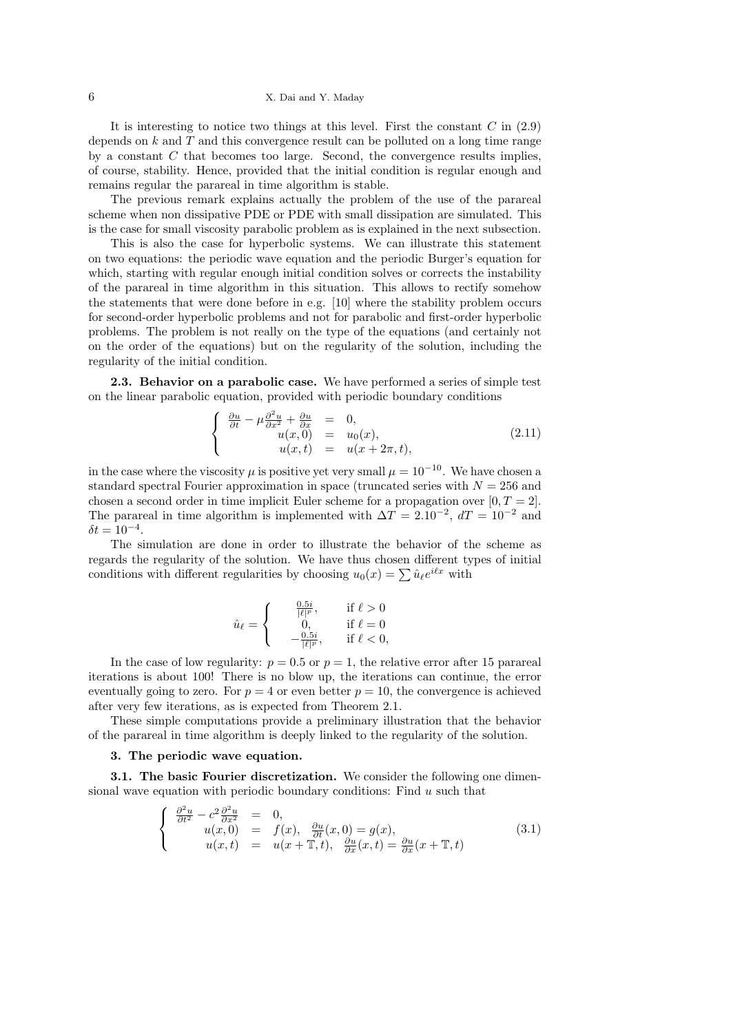It is interesting to notice two things at this level. First the constant $C$ in (2.9) depends on $k$ and $T$ and this convergence result can be polluted on a long time range by a constant $C$ that becomes too large. Second, the convergence results implies, of course, stability. Hence, provided that the initial condition is regular enough and remains regular the parareal in time algorithm is stable.

The previous remark explains actually the problem of the use of the parareal scheme when non dissipative PDE or PDE with small dissipation are simulated. This is the case for small viscosity parabolic problem as is explained in the next subsection.

This is also the case for hyperbolic systems. We can illustrate this statement on two equations: the periodic wave equation and the periodic Burger's equation for which, starting with regular enough initial condition solves or corrects the instability of the parareal in time algorithm in this situation. This allows to rectify somehow the statements that were done before in e.g. [10] where the stability problem occurs for second-order hyperbolic problems and not for parabolic and first-order hyperbolic problems. The problem is not really on the type of the equations (and certainly not on the order of the equations) but on the regularity of the solution, including the regularity of the initial condition.

**2.3. Behavior on a parabolic case.** We have performed a series of simple test on the linear parabolic equation, provided with periodic boundary conditions

$$
\left\{
\begin{array}{rcl}
\frac{\partial u}{\partial t} - \mu \frac{\partial^2 u}{\partial x^2} + \frac{\partial u}{\partial x} & = & 0, \\
u(x,0) & = & u_0(x), \\
u(x,t) & = & u(x+2\pi, t),
\end{array}
\right.
\tag{2.11}
$$

in the case where the viscosity $\mu$ is positive yet very small $\mu = 10^{-10}$. We have chosen a standard spectral Fourier approximation in space (truncated series with $N = 256$ and chosen a second order in time implicit Euler scheme for a propagation over $[0, T = 2]$. The parareal in time algorithm is implemented with $\Delta T = 2.10^{-2}$, $dT = 10^{-2}$ and $\delta t = 10^{-4}$.

The simulation are done in order to illustrate the behavior of the scheme as regards the regularity of the solution. We have thus chosen different types of initial conditions with different regularities by choosing $u_0(x) = \sum \hat{u}_\ell e^{i\ell x}$ with

$$
\hat{u}_\ell = \left\{
\begin{array}{ll}
\frac{0.5i}{|\ell|^p}, & \text{if } \ell > 0 \\
0, & \text{if } \ell = 0 \\
-\frac{0.5i}{|\ell|^p}, & \text{if } \ell < 0,
\end{array}
\right.
$$

In the case of low regularity: $p = 0.5$ or $p = 1$, the relative error after 15 parareal iterations is about 100! There is no blow up, the iterations can continue, the error eventually going to zero. For $p = 4$ or even better $p = 10$, the convergence is achieved after very few iterations, as is expected from Theorem 2.1.

These simple computations provide a preliminary illustration that the behavior of the parareal in time algorithm is deeply linked to the regularity of the solution.

## 3. The periodic wave equation.

**3.1. The basic Fourier discretization.** We consider the following one dimensional wave equation with periodic boundary conditions: Find $u$ such that

$$
\left\{
\begin{array}{rcl}
\frac{\partial^2 u}{\partial t^2} - c^2 \frac{\partial^2 u}{\partial x^2} & = & 0, \\
u(x,0) & = & f(x), \quad \frac{\partial u}{\partial t}(x,0) = g(x), \\
u(x,t) & = & u(x+\mathbb{T}, t), \quad \frac{\partial u}{\partial x}(x,t) = \frac{\partial u}{\partial x}(x+\mathbb{T}, t)
\end{array}
\right.
\tag{3.1}
$$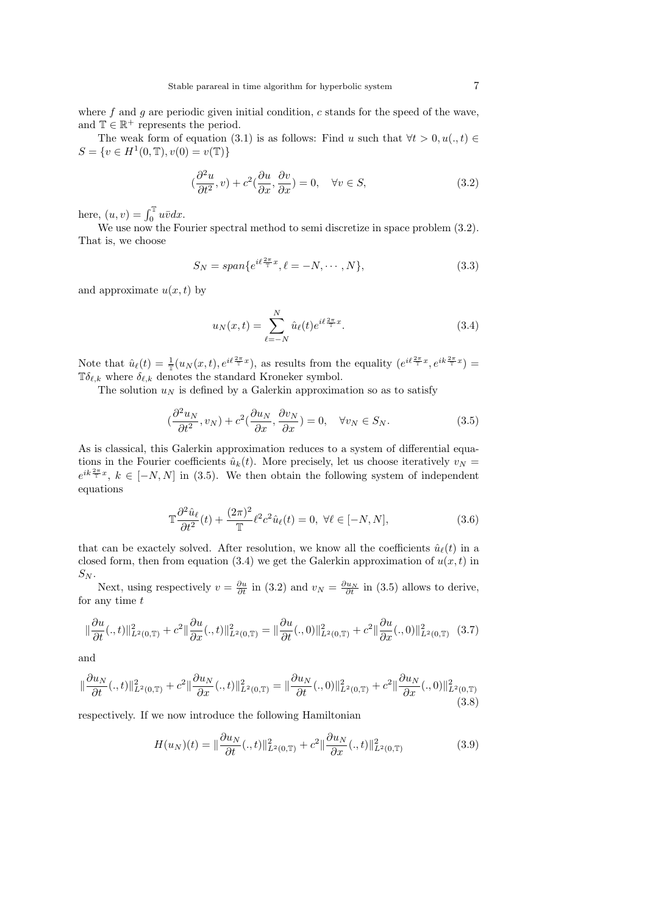where $f$ and $g$ are periodic given initial condition, $c$ stands for the speed of the wave, and $\mathbb{T} \in \mathbb{R}^+$ represents the period.

The weak form of equation (3.1) is as follows: Find $u$ such that $\forall t > 0, u(.,t) \in S = \{v \in H^1(0,\mathbb{T}), v(0) = v(\mathbb{T})\}$

$$(\frac{\partial^2 u}{\partial t^2}, v) + c^2(\frac{\partial u}{\partial x}, \frac{\partial v}{\partial x}) = 0, \quad \forall v \in S, \tag{3.2}$$

here, $(u,v) = \int_0^{\mathbb{T}} u\bar{v}dx$.

We use now the Fourier spectral method to semi discretize in space problem (3.2). That is, we choose

$$S_N = span\{e^{i\ell\frac{2\pi}{\mathbb{T}}x}, \ell = -N, \cdots, N\}, \tag{3.3}$$

and approximate $u(x,t)$ by

$$u_N(x,t) = \sum_{\ell=-N}^{N} \hat{u}_\ell(t) e^{i\ell\frac{2\pi}{\mathbb{T}}x}. \tag{3.4}$$

Note that $\hat{u}_\ell(t) = \frac{1}{\mathbb{T}}(u_N(x,t), e^{i\ell\frac{2\pi}{\mathbb{T}}x})$, as results from the equality $(e^{i\ell\frac{2\pi}{\mathbb{T}}x}, e^{ik\frac{2\pi}{\mathbb{T}}x}) = \mathbb{T}\delta_{\ell,k}$ where $\delta_{\ell,k}$ denotes the standard Kroneker symbol.

The solution $u_N$ is defined by a Galerkin approximation so as to satisfy

$$(\frac{\partial^2 u_N}{\partial t^2}, v_N) + c^2(\frac{\partial u_N}{\partial x}, \frac{\partial v_N}{\partial x}) = 0, \quad \forall v_N \in S_N. \tag{3.5}$$

As is classical, this Galerkin approximation reduces to a system of differential equations in the Fourier coefficients $\hat{u}_k(t)$. More precisely, let us choose iteratively $v_N = e^{ik\frac{2\pi}{\mathbb{T}}x}$, $k \in [-N,N]$ in (3.5). We then obtain the following system of independent equations

$$\mathbb{T}\frac{\partial^2 \hat{u}_\ell}{\partial t^2}(t) + \frac{(2\pi)^2}{\mathbb{T}}\ell^2 c^2 \hat{u}_\ell(t) = 0, \ \forall \ell \in [-N,N], \tag{3.6}$$

that can be exactely solved. After resolution, we know all the coefficients $\hat{u}_\ell(t)$ in a closed form, then from equation (3.4) we get the Galerkin approximation of $u(x,t)$ in $S_N$.

Next, using respectively $v = \frac{\partial u}{\partial t}$ in (3.2) and $v_N = \frac{\partial u_N}{\partial t}$ in (3.5) allows to derive, for any time $t$

$$\|\frac{\partial u}{\partial t}(.,t)\|^2_{L^2(0,\mathbb{T})} + c^2\|\frac{\partial u}{\partial x}(.,t)\|^2_{L^2(0,\mathbb{T})} = \|\frac{\partial u}{\partial t}(.,0)\|^2_{L^2(0,\mathbb{T})} + c^2\|\frac{\partial u}{\partial x}(.,0)\|^2_{L^2(0,\mathbb{T})} \tag{3.7}$$

and

$$\|\frac{\partial u_N}{\partial t}(.,t)\|^2_{L^2(0,\mathbb{T})} + c^2\|\frac{\partial u_N}{\partial x}(.,t)\|^2_{L^2(0,\mathbb{T})} = \|\frac{\partial u_N}{\partial t}(.,0)\|^2_{L^2(0,\mathbb{T})} + c^2\|\frac{\partial u_N}{\partial x}(.,0)\|^2_{L^2(0,\mathbb{T})} \tag{3.8}$$

respectively. If we now introduce the following Hamiltonian

$$H(u_N)(t) = \|\frac{\partial u_N}{\partial t}(.,t)\|^2_{L^2(0,\mathbb{T})} + c^2\|\frac{\partial u_N}{\partial x}(.,t)\|^2_{L^2(0,\mathbb{T})} \tag{3.9}$$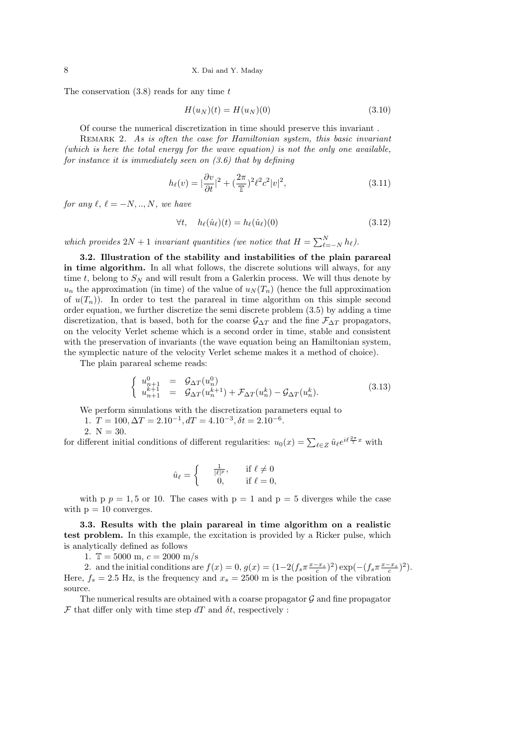The conservation (3.8) reads for any time $t$

$$H(u_N)(t) = H(u_N)(0) \tag{3.10}$$

Of course the numerical discretization in time should preserve this invariant .

Remark 2. *As is often the case for Hamiltonian system, this basic invariant (which is here the total energy for the wave equation) is not the only one available, for instance it is immediately seen on (3.6) that by defining*

$$h_\ell(v) = |\frac{\partial v}{\partial t}|^2 + (\frac{2\pi}{\mathbb{T}})^2 \ell^2 c^2 |v|^2, \tag{3.11}$$

*for any $\ell$, $\ell = -N, .., N$, we have*

$$\forall t, \quad h_\ell(\hat{u}_\ell)(t) = h_\ell(\hat{u}_\ell)(0) \tag{3.12}$$

*which provides $2N+1$ invariant quantities (we notice that $H = \sum_{\ell=-N}^{N} h_\ell$).*

**3.2. Illustration of the stability and instabilities of the plain parareal in time algorithm.** In all what follows, the discrete solutions will always, for any time $t$, belong to $S_N$ and will result from a Galerkin process. We will thus denote by $u_n$ the approximation (in time) of the value of $u_N(T_n)$ (hence the full approximation of $u(T_n)$). In order to test the parareal in time algorithm on this simple second order equation, we further discretize the semi discrete problem (3.5) by adding a time discretization, that is based, both for the coarse $\mathcal{G}_{\Delta T}$ and the fine $\mathcal{F}_{\Delta T}$ propagators, on the velocity Verlet scheme which is a second order in time, stable and consistent with the preservation of invariants (the wave equation being an Hamiltonian system, the symplectic nature of the velocity Verlet scheme makes it a method of choice).

The plain parareal scheme reads:

$$\left\{ \begin{array}{lcl} u_{n+1}^0 & = & \mathcal{G}_{\Delta T}(u_n^0) \\ u_{n+1}^{k+1} & = & \mathcal{G}_{\Delta T}(u_n^{k+1}) + \mathcal{F}_{\Delta T}(u_n^k) - \mathcal{G}_{\Delta T}(u_n^k). \end{array} \right. \tag{3.13}$$

We perform simulations with the discretization parameters equal to

1. $T = 100, \Delta T = 2.10^{-1}, dT = 4.10^{-3}, \delta t = 2.10^{-6}$.
2. N = 30.

for different initial conditions of different regularities: $u_0(x) = \sum_{\ell \in Z} \hat{u}_\ell e^{i\ell \frac{2\pi}{\mathbb{T}} x}$ with

$$\hat{u}_\ell = \left\{ \begin{array}{ll} \frac{1}{|\ell|^p}, & \text{if } \ell \neq 0 \\ 0, & \text{if } \ell = 0, \end{array} \right.$$

with p $p = 1, 5$ or 10. The cases with p = 1 and p = 5 diverges while the case with p = 10 converges.

**3.3. Results with the plain parareal in time algorithm on a realistic test problem.** In this example, the excitation is provided by a Ricker pulse, which is analytically defined as follows

1. $\mathbb{T} = 5000$ m, $c = 2000$ m/s
2. and the initial conditions are $f(x) = 0$, $g(x) = (1 - 2(f_s \pi \frac{x - x_s}{c})^2) \exp(-(f_s \pi \frac{x - x_s}{c})^2)$.

Here, $f_s = 2.5$ Hz, is the frequency and $x_s = 2500$ m is the position of the vibration source.

The numerical results are obtained with a coarse propagator $\mathcal{G}$ and fine propagator $\mathcal{F}$ that differ only with time step $dT$ and $\delta t$, respectively :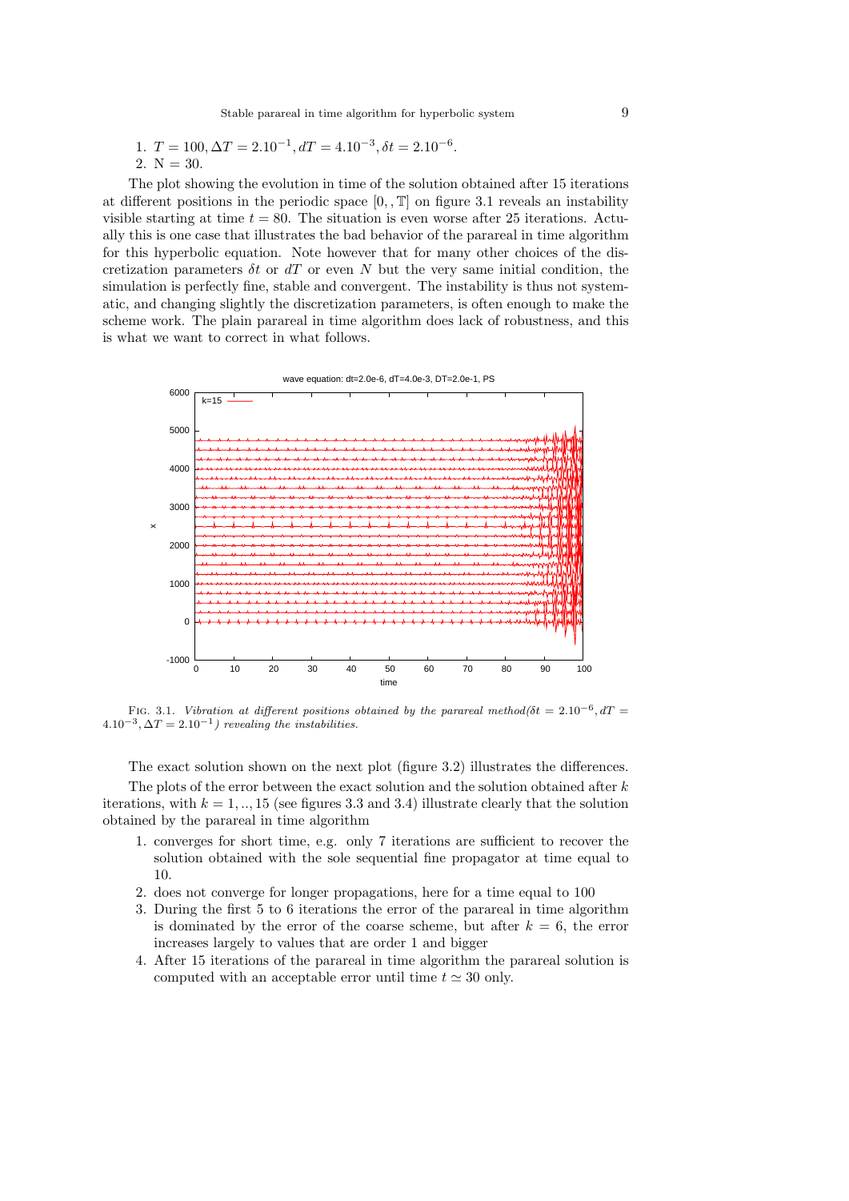1. $T = 100, \Delta T = 2.10^{-1}, dT = 4.10^{-3}, \delta t = 2.10^{-6}$.
2. N = 30.

The plot showing the evolution in time of the solution obtained after 15 iterations at different positions in the periodic space $[0,,\mathbb{T}]$ on figure 3.1 reveals an instability visible starting at time $t = 80$. The situation is even worse after 25 iterations. Actually this is one case that illustrates the bad behavior of the parareal in time algorithm for this hyperbolic equation. Note however that for many other choices of the discretization parameters $\delta t$ or $dT$ or even $N$ but the very same initial condition, the simulation is perfectly fine, stable and convergent. The instability is thus not systematic, and changing slightly the discretization parameters, is often enough to make the scheme work. The plain parareal in time algorithm does lack of robustness, and this is what we want to correct in what follows.

FIG. 3.1. *Vibration at different positions obtained by the parareal method($\delta t = 2.10^{-6}, dT = 4.10^{-3}, \Delta T = 2.10^{-1}$) revealing the instabilities.*

The exact solution shown on the next plot (figure 3.2) illustrates the differences.

The plots of the error between the exact solution and the solution obtained after $k$ iterations, with $k = 1, .., 15$ (see figures 3.3 and 3.4) illustrate clearly that the solution obtained by the parareal in time algorithm

1. converges for short time, e.g. only 7 iterations are sufficient to recover the solution obtained with the sole sequential fine propagator at time equal to 10.
2. does not converge for longer propagations, here for a time equal to 100
3. During the first 5 to 6 iterations the error of the parareal in time algorithm is dominated by the error of the coarse scheme, but after $k = 6$, the error increases largely to values that are order 1 and bigger
4. After 15 iterations of the parareal in time algorithm the parareal solution is computed with an acceptable error until time $t \simeq 30$ only.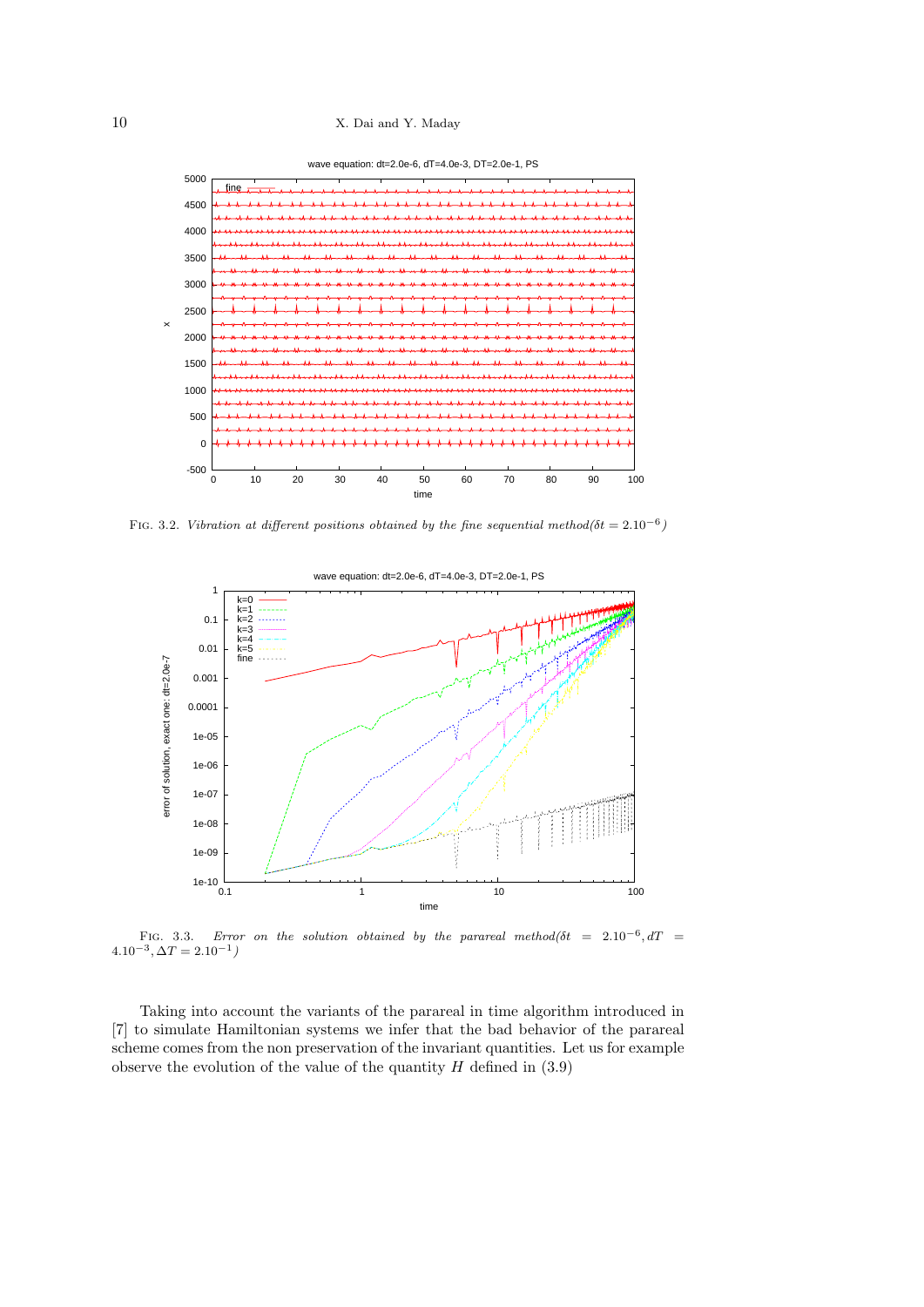FIG. 3.2. *Vibration at different positions obtained by the fine sequential method*($\delta t = 2.10^{-6}$)

FIG. 3.3. *Error on the solution obtained by the parareal method*($\delta t = 2.10^{-6}, dT = 4.10^{-3}, \Delta T = 2.10^{-1}$)

Taking into account the variants of the parareal in time algorithm introduced in [7] to simulate Hamiltonian systems we infer that the bad behavior of the parareal scheme comes from the non preservation of the invariant quantities. Let us for example observe the evolution of the value of the quantity $H$ defined in (3.9)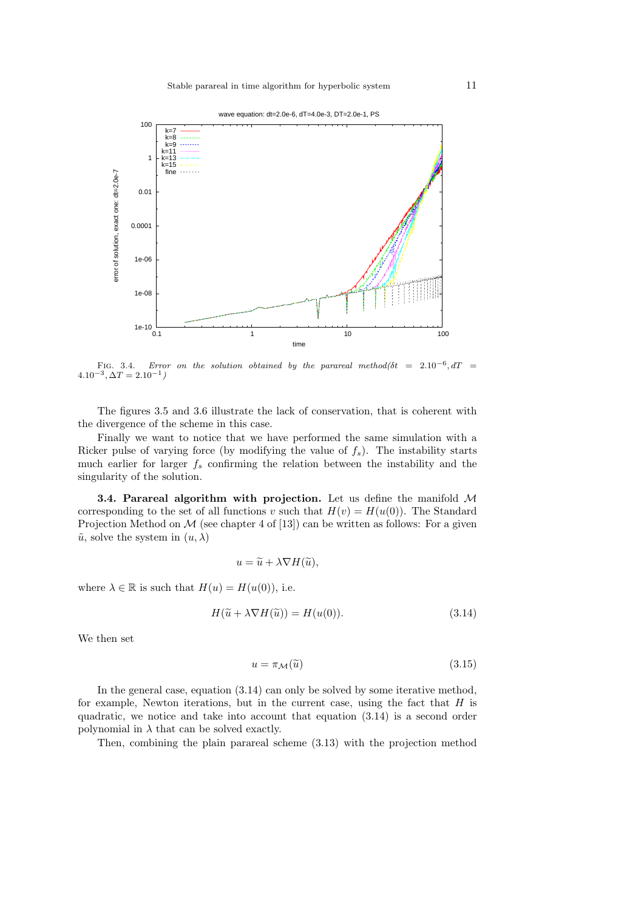FIG. 3.4. *Error on the solution obtained by the parareal method*($\delta t = 2.10^{-6}, dT = 4.10^{-3}, \Delta T = 2.10^{-1}$)

The figures 3.5 and 3.6 illustrate the lack of conservation, that is coherent with the divergence of the scheme in this case.

Finally we want to notice that we have performed the same simulation with a Ricker pulse of varying force (by modifying the value of $f_s$). The instability starts much earlier for larger $f_s$ confirming the relation between the instability and the singularity of the solution.

**3.4. Parareal algorithm with projection.** Let us define the manifold $\mathcal{M}$ corresponding to the set of all functions $v$ such that $H(v) = H(u(0))$. The Standard Projection Method on $\mathcal{M}$ (see chapter 4 of [13]) can be written as follows: For a given $\tilde{u}$, solve the system in $(u, \lambda)$

$$u = \widetilde{u} + \lambda \nabla H(\widetilde{u}),$$

where $\lambda \in \mathbb{R}$ is such that $H(u) = H(u(0))$, i.e.

$$H(\widetilde{u} + \lambda \nabla H(\widetilde{u})) = H(u(0)). \tag{3.14}$$

We then set

$$u = \pi_{\mathcal{M}}(\widetilde{u}) \tag{3.15}$$

In the general case, equation (3.14) can only be solved by some iterative method, for example, Newton iterations, but in the current case, using the fact that $H$ is quadratic, we notice and take into account that equation (3.14) is a second order polynomial in $\lambda$ that can be solved exactly.

Then, combining the plain parareal scheme (3.13) with the projection method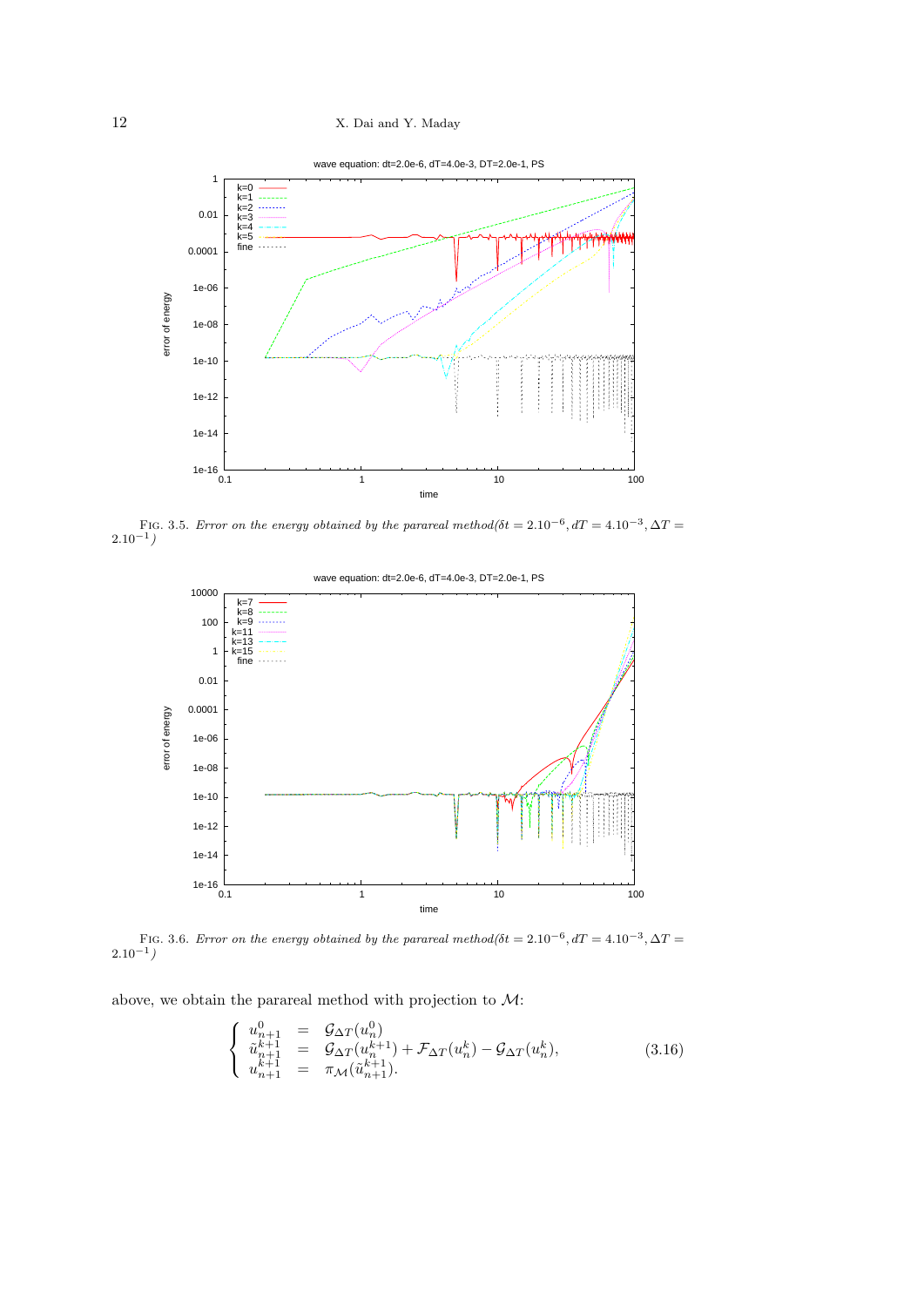FIG. 3.5. *Error on the energy obtained by the parareal method($\delta t = 2.10^{-6}, dT = 4.10^{-3}, \Delta T = 2.10^{-1}$)*

FIG. 3.6. *Error on the energy obtained by the parareal method($\delta t = 2.10^{-6}, dT = 4.10^{-3}, \Delta T = 2.10^{-1}$)*

above, we obtain the parareal method with projection to $\mathcal{M}$:

$$
\left\{
\begin{array}{rcl}
u_{n+1}^0 & = & \mathcal{G}_{\Delta T}(u_n^0) \\
\tilde{u}_{n+1}^{k+1} & = & \mathcal{G}_{\Delta T}(u_n^{k+1}) + \mathcal{F}_{\Delta T}(u_n^k) - \mathcal{G}_{\Delta T}(u_n^k), \\
u_{n+1}^{k+1} & = & \pi_{\mathcal{M}}(\tilde{u}_{n+1}^{k+1}).
\end{array}
\right.
\tag{3.16}
$$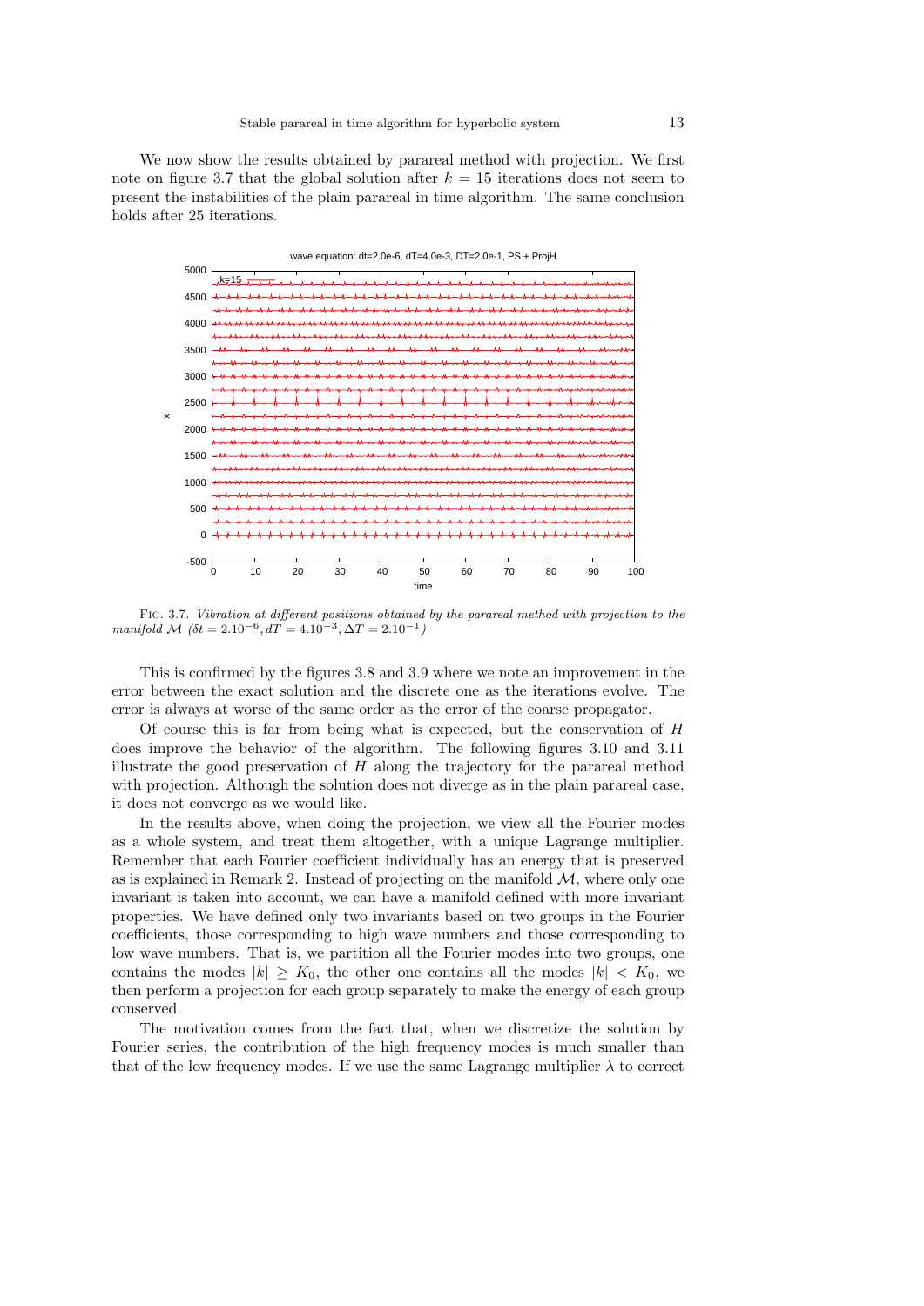We now show the results obtained by parareal method with projection. We first note on figure 3.7 that the global solution after $k = 15$ iterations does not seem to present the instabilities of the plain parareal in time algorithm. The same conclusion holds after 25 iterations.

FIG. 3.7. *Vibration at different positions obtained by the parareal method with projection to the manifold $\mathcal{M}$ ($\delta t = 2.10^{-6}, dT = 4.10^{-3}, \Delta T = 2.10^{-1}$)*

This is confirmed by the figures 3.8 and 3.9 where we note an improvement in the error between the exact solution and the discrete one as the iterations evolve. The error is always at worse of the same order as the error of the coarse propagator.

Of course this is far from being what is expected, but the conservation of $H$ does improve the behavior of the algorithm. The following figures 3.10 and 3.11 illustrate the good preservation of $H$ along the trajectory for the parareal method with projection. Although the solution does not diverge as in the plain parareal case, it does not converge as we would like.

In the results above, when doing the projection, we view all the Fourier modes as a whole system, and treat them altogether, with a unique Lagrange multiplier. Remember that each Fourier coefficient individually has an energy that is preserved as is explained in Remark 2. Instead of projecting on the manifold $\mathcal{M}$, where only one invariant is taken into account, we can have a manifold defined with more invariant properties. We have defined only two invariants based on two groups in the Fourier coefficients, those corresponding to high wave numbers and those corresponding to low wave numbers. That is, we partition all the Fourier modes into two groups, one contains the modes $|k| \geq K_0$, the other one contains all the modes $|k| < K_0$, we then perform a projection for each group separately to make the energy of each group conserved.

The motivation comes from the fact that, when we discretize the solution by Fourier series, the contribution of the high frequency modes is much smaller than that of the low frequency modes. If we use the same Lagrange multiplier $\lambda$ to correct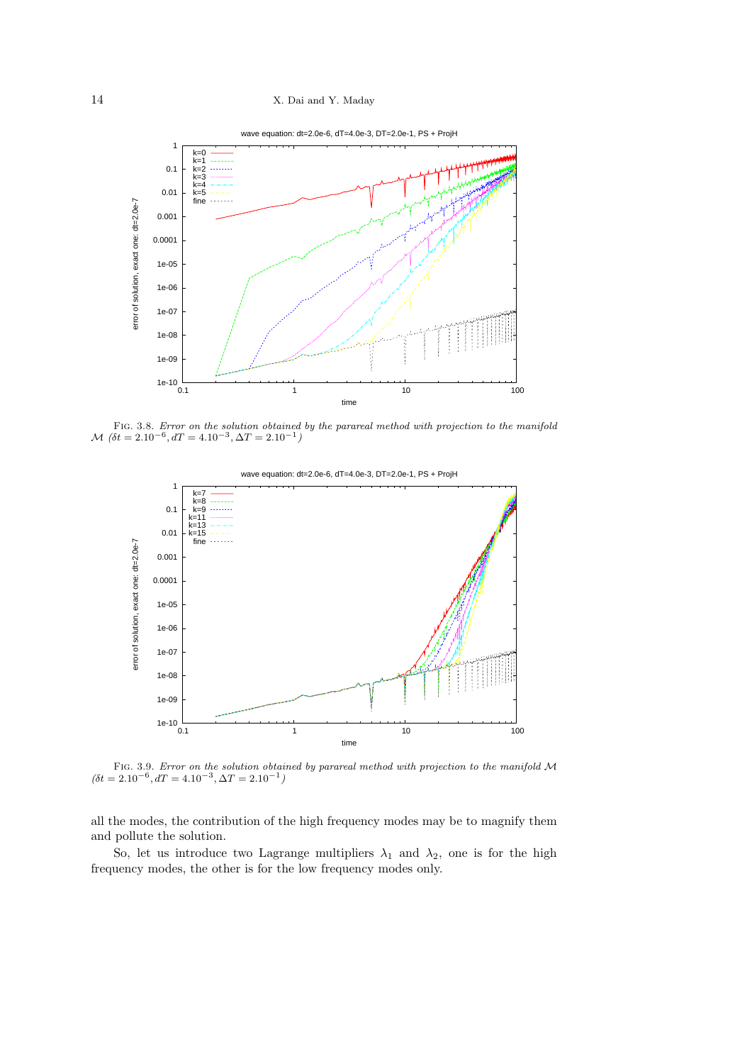FIG. 3.8. *Error on the solution obtained by the parareal method with projection to the manifold* $\mathcal{M}$ *(*$\delta t = 2.10^{-6}, dT = 4.10^{-3}, \Delta T = 2.10^{-1}$*)*

FIG. 3.9. *Error on the solution obtained by pareal method with projection to the manifold* $\mathcal{M}$ *(*$\delta t = 2.10^{-6}, dT = 4.10^{-3}, \Delta T = 2.10^{-1}$*)*

all the modes, the contribution of the high frequency modes may be to magnify them and pollute the solution.

So, let us introduce two Lagrange multipliers $\lambda_1$ and $\lambda_2$, one is for the high frequency modes, the other is for the low frequency modes only.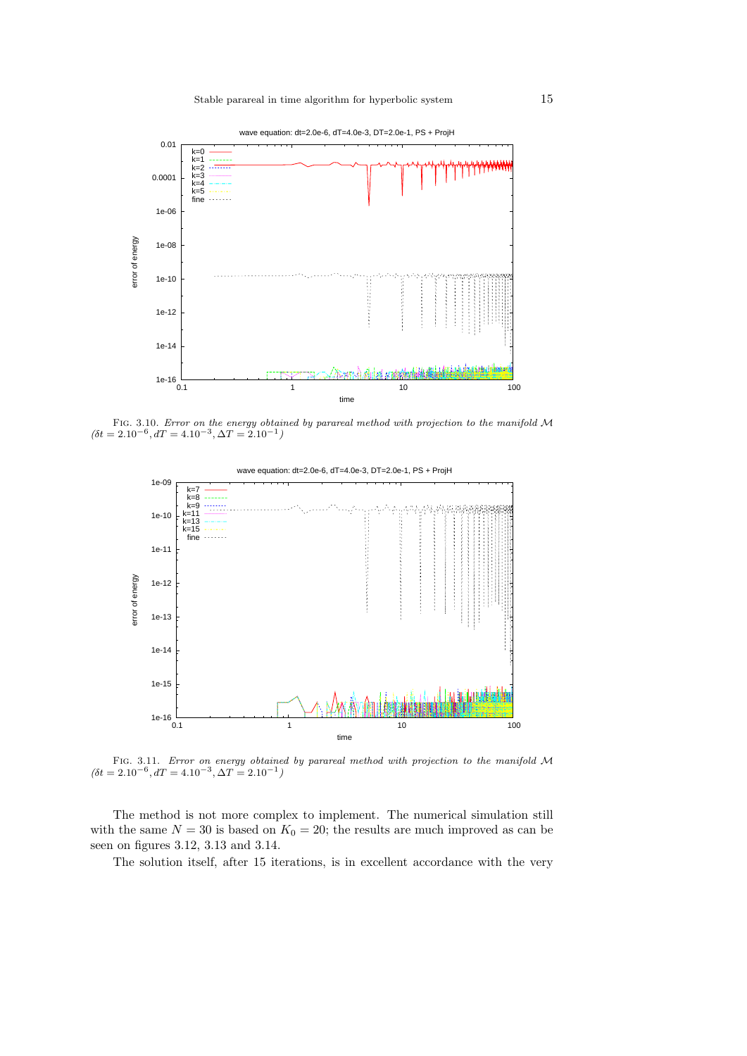Fig. 3.10. *Error on the energy obtained by parareal method with projection to the manifold* $\mathcal{M}$ *(*$\delta t = 2.10^{-6}, dT = 4.10^{-3}, \Delta T = 2.10^{-1}$*)*

Fig. 3.11. *Error on energy obtained by parareal method with projection to the manifold* $\mathcal{M}$ *(*$\delta t = 2.10^{-6}, dT = 4.10^{-3}, \Delta T = 2.10^{-1}$*)*

The method is not more complex to implement. The numerical simulation still with the same $N = 30$ is based on $K_0 = 20$; the results are much improved as can be seen on figures 3.12, 3.13 and 3.14.

The solution itself, after 15 iterations, is in excellent accordance with the very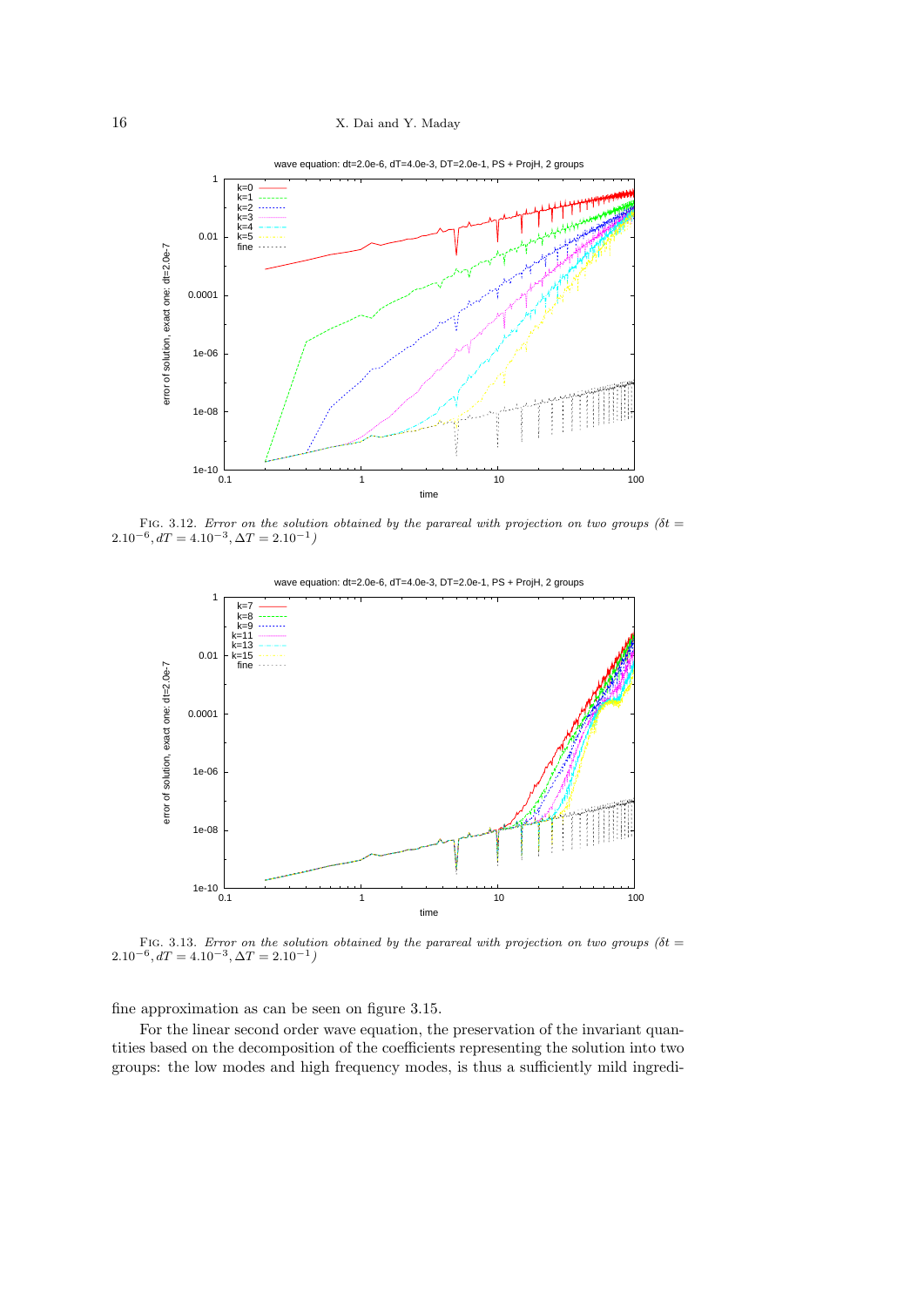FIG. 3.12. *Error on the solution obtained by the parareal with projection on two groups ($\delta t = 2.10^{-6}, dT = 4.10^{-3}, \Delta T = 2.10^{-1}$)*

FIG. 3.13. *Error on the solution obtained by the parareal with projection on two groups ($\delta t = 2.10^{-6}, dT = 4.10^{-3}, \Delta T = 2.10^{-1}$)*

fine approximation as can be seen on figure 3.15.

For the linear second order wave equation, the preservation of the invariant quantities based on the decomposition of the coefficients representing the solution into two groups: the low modes and high frequency modes, is thus a sufficiently mild ingredi-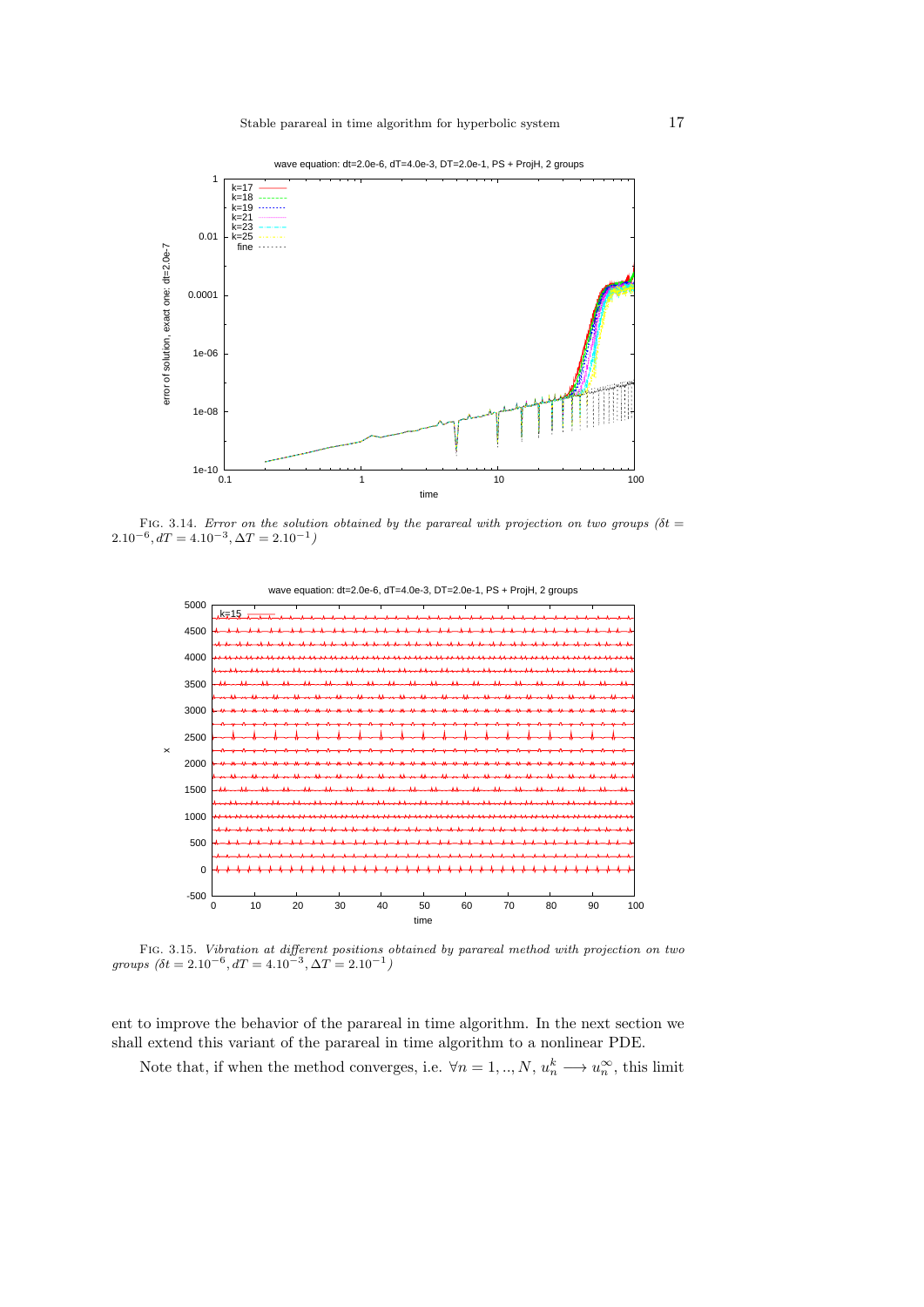FIG. 3.14. *Error on the solution obtained by the parareal with projection on two groups ($\delta t = 2.10^{-6}, dT = 4.10^{-3}, \Delta T = 2.10^{-1}$)*

FIG. 3.15. *Vibration at different positions obtained by parareal method with projection on two groups ($\delta t = 2.10^{-6}, dT = 4.10^{-3}, \Delta T = 2.10^{-1}$)*

ent to improve the behavior of the parareal in time algorithm. In the next section we shall extend this variant of the parareal in time algorithm to a nonlinear PDE.

Note that, if when the method converges, i.e. $\forall n = 1, .., N$, $u_n^k \longrightarrow u_n^\infty$, this limit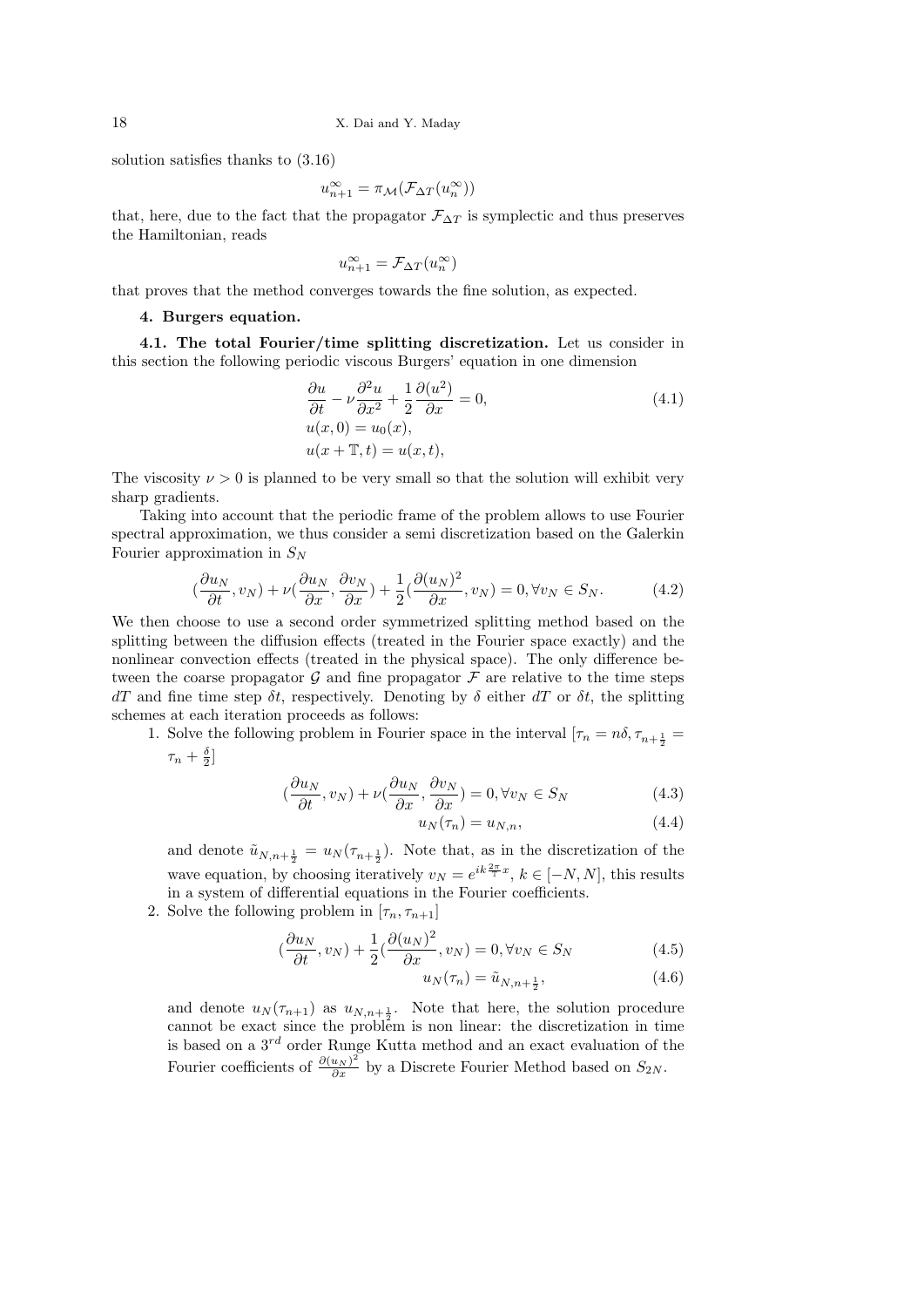solution satisfies thanks to (3.16)

$$u_{n+1}^{\infty} = \pi_{\mathcal{M}}(\mathcal{F}_{\Delta T}(u_n^{\infty}))$$

that, here, due to the fact that the propagator $\mathcal{F}_{\Delta T}$ is symplectic and thus preserves the Hamiltonian, reads

$$u_{n+1}^{\infty} = \mathcal{F}_{\Delta T}(u_n^{\infty})$$

that proves that the method converges towards the fine solution, as expected.

## 4. Burgers equation.

### 4.1. The total Fourier/time splitting discretization.

Let us consider in this section the following periodic viscous Burgers' equation in one dimension

$$\begin{aligned}
&\frac{\partial u}{\partial t} - \nu \frac{\partial^2 u}{\partial x^2} + \frac{1}{2}\frac{\partial (u^2)}{\partial x} = 0, \\
&u(x,0) = u_0(x), \\
&u(x+\mathbb{T}, t) = u(x,t),
\end{aligned} \tag{4.1}$$

The viscosity $\nu > 0$ is planned to be very small so that the solution will exhibit very sharp gradients.

Taking into account that the periodic frame of the problem allows to use Fourier spectral approximation, we thus consider a semi discretization based on the Galerkin Fourier approximation in $S_N$

$$(\frac{\partial u_N}{\partial t}, v_N) + \nu(\frac{\partial u_N}{\partial x}, \frac{\partial v_N}{\partial x}) + \frac{1}{2}(\frac{\partial (u_N)^2}{\partial x}, v_N) = 0, \forall v_N \in S_N. \tag{4.2}$$

We then choose to use a second order symmetrized splitting method based on the splitting between the diffusion effects (treated in the Fourier space exactly) and the nonlinear convection effects (treated in the physical space). The only difference between the coarse propagator $\mathcal{G}$ and fine propagator $\mathcal{F}$ are relative to the time steps $dT$ and fine time step $\delta t$, respectively. Denoting by $\delta$ either $dT$ or $\delta t$, the splitting schemes at each iteration proceeds as follows:

1. Solve the following problem in Fourier space in the interval $[\tau_n = n\delta, \tau_{n+\frac{1}{2}} = \tau_n + \frac{\delta}{2}]$

$$(\frac{\partial u_N}{\partial t}, v_N) + \nu(\frac{\partial u_N}{\partial x}, \frac{\partial v_N}{\partial x}) = 0, \forall v_N \in S_N \tag{4.3}$$

$$u_N(\tau_n) = u_{N,n}, \tag{4.4}$$

and denote $\tilde{u}_{N,n+\frac{1}{2}} = u_N(\tau_{n+\frac{1}{2}})$. Note that, as in the discretization of the wave equation, by choosing iteratively $v_N = e^{ik\frac{2\pi}{\mathbb{T}}x}$, $k \in [-N, N]$, this results in a system of differential equations in the Fourier coefficients.

2. Solve the following problem in $[\tau_n, \tau_{n+1}]$

$$(\frac{\partial u_N}{\partial t}, v_N) + \frac{1}{2}(\frac{\partial (u_N)^2}{\partial x}, v_N) = 0, \forall v_N \in S_N \tag{4.5}$$

$$u_N(\tau_n) = \tilde{u}_{N,n+\frac{1}{2}}, \tag{4.6}$$

and denote $u_N(\tau_{n+1})$ as $u_{N,n+\frac{1}{2}}$. Note that here, the solution procedure cannot be exact since the problem is non linear: the discretization in time is based on a $3^{rd}$ order Runge Kutta method and an exact evaluation of the Fourier coefficients of $\frac{\partial (u_N)^2}{\partial x}$ by a Discrete Fourier Method based on $S_{2N}$.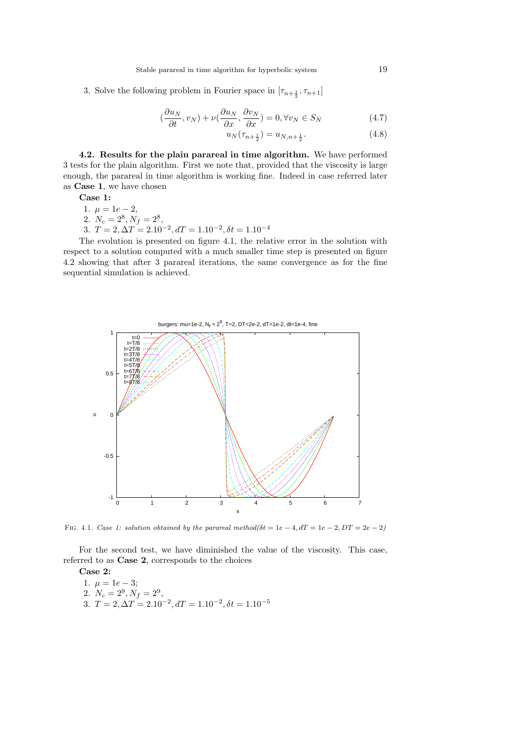3. Solve the following problem in Fourier space in $[\tau_{n+\frac{1}{2}}, \tau_{n+1}]$

$$(\frac{\partial u_N}{\partial t}, v_N) + \nu(\frac{\partial u_N}{\partial x}, \frac{\partial v_N}{\partial x}) = 0, \forall v_N \in S_N \tag{4.7}$$

$$u_N(\tau_{n+\frac{1}{2}}) = u_{N,n+\frac{1}{2}}. \tag{4.8}$$

**4.2. Results for the plain parareal in time algorithm.** We have performed 3 tests for the plain algorithm. First we note that, provided that the viscosity is large enough, the parareal in time algorithm is working fine. Indeed in case referred later as **Case 1**, we have chosen

**Case 1:**

1. $\mu = 1e-2$,
2. $N_c = 2^8, N_f = 2^8$,
3. $T = 2, \Delta T = 2.10^{-2}, dT = 1.10^{-2}, \delta t = 1.10^{-4}$

The evolution is presented on figure 4.1, the relative error in the solution with respect to a solution computed with a much smaller time step is presented on figure 4.2 showing that after 3 parareal iterations, the same convergence as for the fine sequential simulation is achieved.

FIG. 4.1. *Case 1: solution obtained by the parareal method($\delta t = 1e-4, dT = 1e-2, DT = 2e-2$)*

For the second test, we have diminished the value of the viscosity. This case, referred to as **Case 2**, corresponds to the choices

**Case 2:**

1. $\mu = 1e-3$;
2. $N_c = 2^9, N_f = 2^9$,
3. $T = 2, \Delta T = 2.10^{-2}, dT = 1.10^{-2}, \delta t = 1.10^{-5}$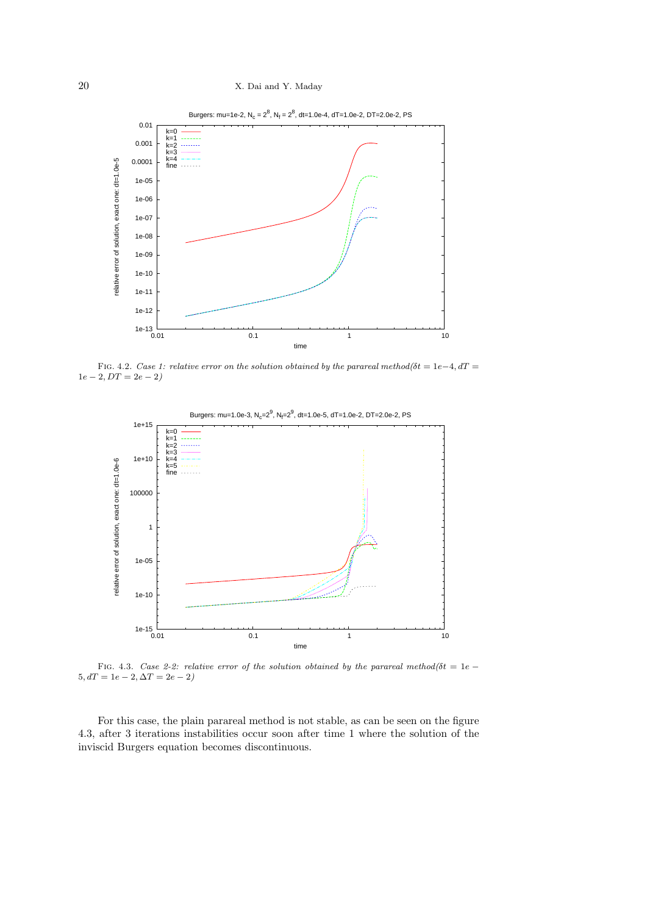FIG. 4.2. *Case 1: relative error on the solution obtained by the parareal method($\delta t = 1e{-}4, dT = 1e-2, DT = 2e-2$)*

FIG. 4.3. *Case 2-2: relative error of the solution obtained by the parareal method($\delta t = 1e-5, dT = 1e-2, \Delta T = 2e-2$)*

For this case, the plain parareal method is not stable, as can be seen on the figure 4.3, after 3 iterations instabilities occur soon after time 1 where the solution of the inviscid Burgers equation becomes discontinuous.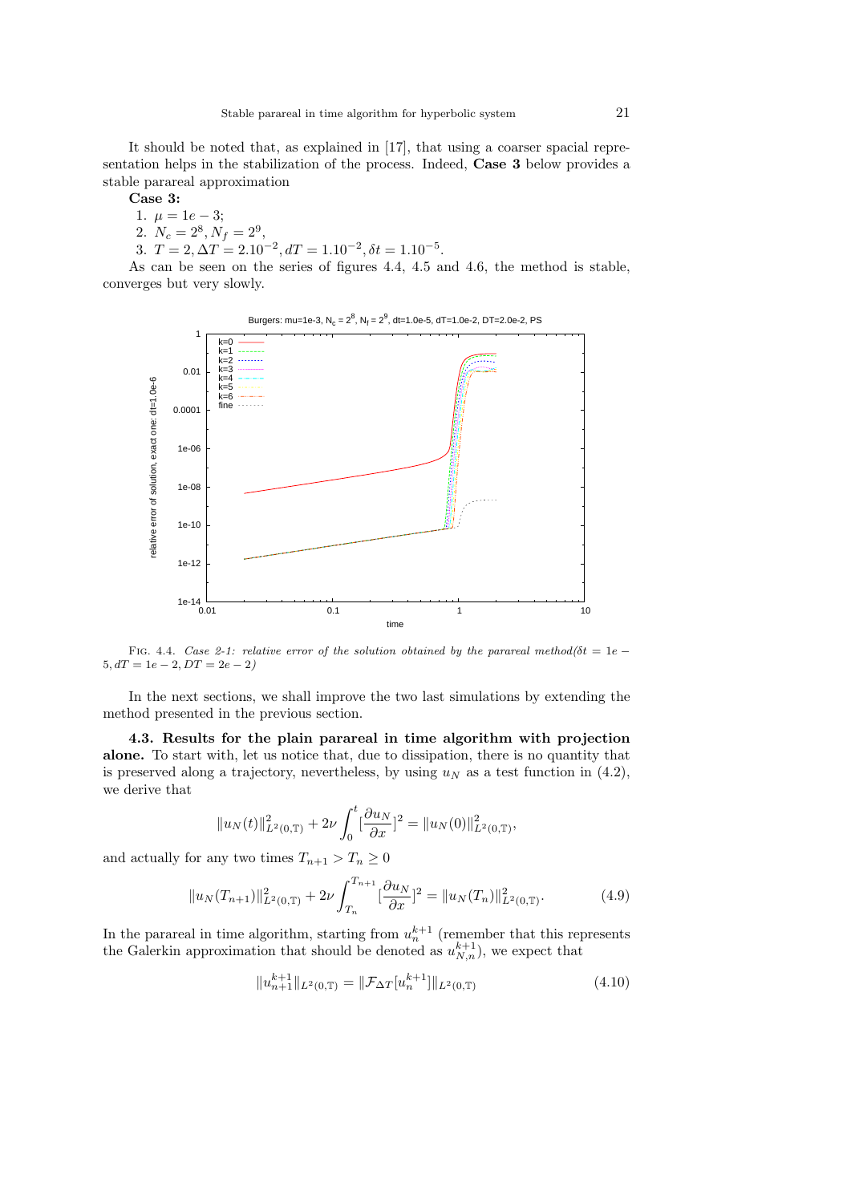It should be noted that, as explained in [17], that using a coarser spacial representation helps in the stabilization of the process. Indeed, **Case 3** below provides a stable parareal approximation

**Case 3:**

1. $\mu = 1e-3$;
2. $N_c = 2^8, N_f = 2^9$,
3. $T = 2, \Delta T = 2.10^{-2}, dT = 1.10^{-2}, \delta t = 1.10^{-5}$.

As can be seen on the series of figures 4.4, 4.5 and 4.6, the method is stable, converges but very slowly.

FIG. 4.4. *Case 2-1: relative error of the solution obtained by the parareal method($\delta t = 1e-5, dT = 1e-2, DT = 2e-2$)*

In the next sections, we shall improve the two last simulations by extending the method presented in the previous section.

**4.3. Results for the plain parareal in time algorithm with projection alone.** To start with, let us notice that, due to dissipation, there is no quantity that is preserved along a trajectory, nevertheless, by using $u_N$ as a test function in (4.2), we derive that

$$\|u_N(t)\|^2_{L^2(0,\mathbb{T})} + 2\nu \int_0^t [\frac{\partial u_N}{\partial x}]^2 = \|u_N(0)\|^2_{L^2(0,\mathbb{T})},$$

and actually for any two times $T_{n+1} > T_n \geq 0$

$$\|u_N(T_{n+1})\|^2_{L^2(0,\mathbb{T})} + 2\nu \int_{T_n}^{T_{n+1}} [\frac{\partial u_N}{\partial x}]^2 = \|u_N(T_n)\|^2_{L^2(0,\mathbb{T})}. \tag{4.9}$$

In the parareal in time algorithm, starting from $u_n^{k+1}$ (remember that this represents the Galerkin approximation that should be denoted as $u_{N,n}^{k+1}$), we expect that

$$\|u_{n+1}^{k+1}\|_{L^2(0,\mathbb{T})} = \|\mathcal{F}_{\Delta T}[u_n^{k+1}]\|_{L^2(0,\mathbb{T})} \tag{4.10}$$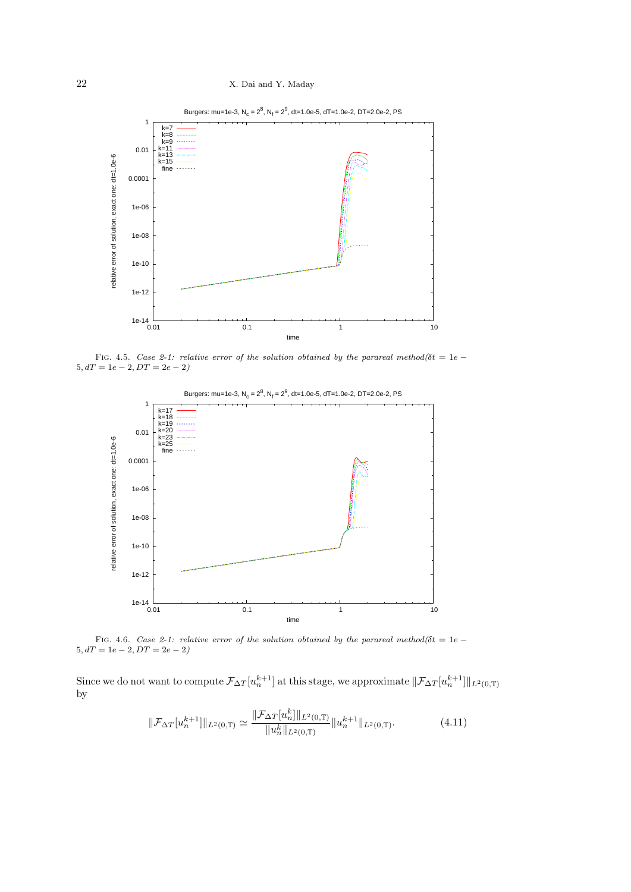FIG. 4.5. *Case 2-1: relative error of the solution obtained by the parareal method*($\delta t = 1e-5, dT = 1e-2, DT = 2e-2$)

FIG. 4.6. *Case 2-1: relative error of the solution obtained by the parareal method*($\delta t = 1e-5, dT = 1e-2, DT = 2e-2$)

Since we do not want to compute $\mathcal{F}_{\Delta T}[u_n^{k+1}]$ at this stage, we approximate $\|\mathcal{F}_{\Delta T}[u_n^{k+1}]\|_{L^2(0,\mathbb{T})}$ by

$$\|\mathcal{F}_{\Delta T}[u_n^{k+1}]\|_{L^2(0,\mathbb{T})} \simeq \frac{\|\mathcal{F}_{\Delta T}[u_n^k]\|_{L^2(0,\mathbb{T})}}{\|u_n^k\|_{L^2(0,\mathbb{T})}} \|u_n^{k+1}\|_{L^2(0,\mathbb{T})}. \tag{4.11}$$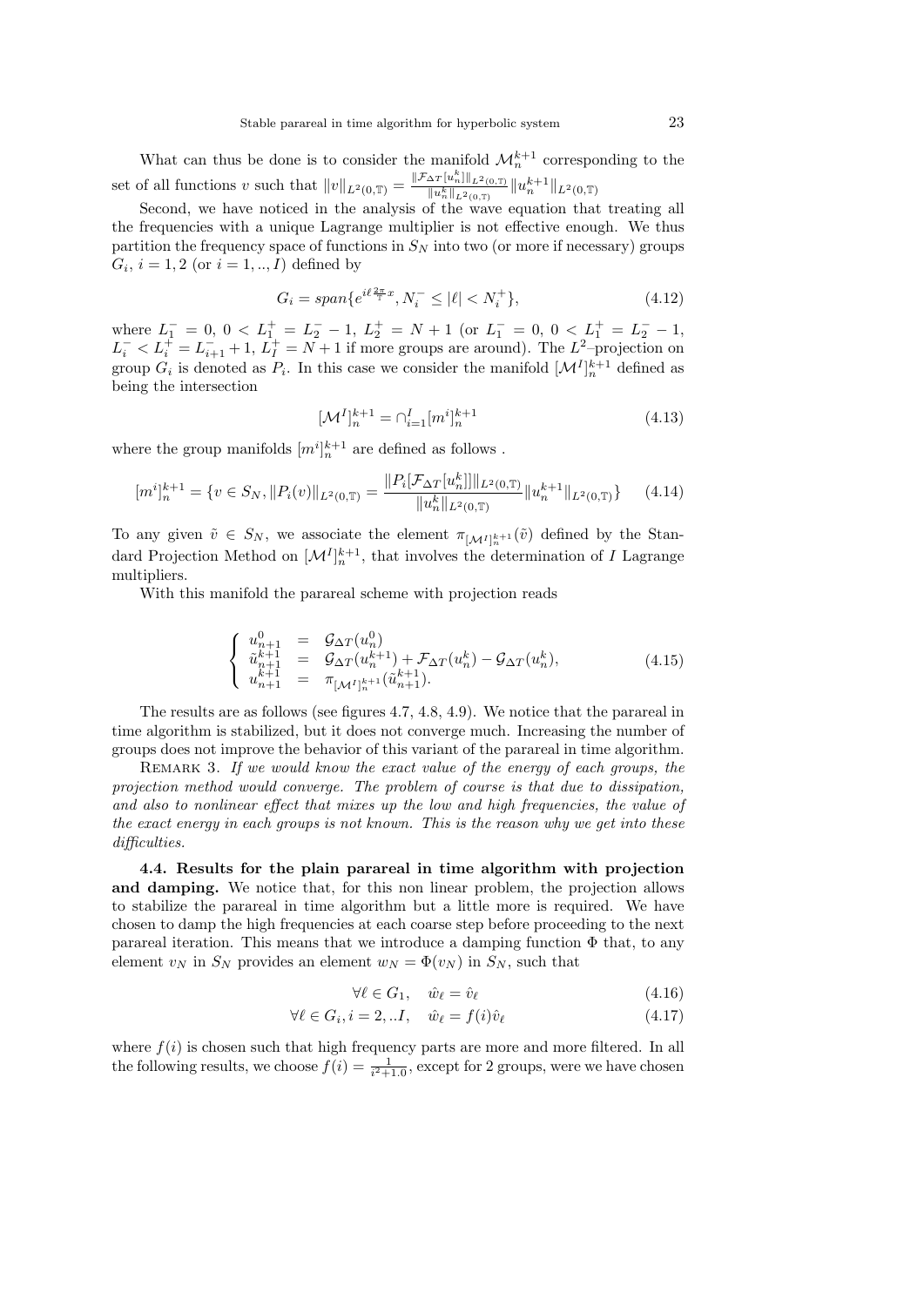What can thus be done is to consider the manifold $\mathcal{M}_n^{k+1}$ corresponding to the set of all functions $v$ such that $\|v\|_{L^2(0,\mathbb{T})} = \frac{\|\mathcal{F}_{\Delta T}[u_n^k]\|_{L^2(0,\mathbb{T})}}{\|u_n^k\|_{L^2(0,\mathbb{T})}} \|u_n^{k+1}\|_{L^2(0,\mathbb{T})}$

Second, we have noticed in the analysis of the wave equation that treating all the frequencies with a unique Lagrange multiplier is not effective enough. We thus partition the frequency space of functions in $S_N$ into two (or more if necessary) groups $G_i$, $i = 1, 2$ (or $i = 1, .., I$) defined by

$$G_i = span\{e^{i\ell \frac{2\pi}{\mathbb{T}} x}, N_i^- \leq |\ell| < N_i^+\}, \tag{4.12}$$

where $L_1^- = 0$, $0 < L_1^+ = L_2^- - 1$, $L_2^+ = N + 1$ (or $L_1^- = 0$, $0 < L_1^+ = L_2^- - 1$, $L_i^- < L_i^+ = L_{i+1}^- + 1$, $L_I^+ = N + 1$ if more groups are around). The $L^2$–projection on group $G_i$ is denoted as $P_i$. In this case we consider the manifold $[\mathcal{M}^I]_n^{k+1}$ defined as being the intersection

$$[\mathcal{M}^I]_n^{k+1} = \cap_{i=1}^I [m^i]_n^{k+1} \tag{4.13}$$

where the group manifolds $[m^i]_n^{k+1}$ are defined as follows .

$$[m^i]_n^{k+1} = \{v \in S_N, \|P_i(v)\|_{L^2(0,\mathbb{T})} = \frac{\|P_i[\mathcal{F}_{\Delta T}[u_n^k]]\|_{L^2(0,\mathbb{T})}}{\|u_n^k\|_{L^2(0,\mathbb{T})}} \|u_n^{k+1}\|_{L^2(0,\mathbb{T})}\} \tag{4.14}$$

To any given $\tilde{v} \in S_N$, we associate the element $\pi_{[\mathcal{M}^I]_n^{k+1}}(\tilde{v})$ defined by the Standard Projection Method on $[\mathcal{M}^I]_n^{k+1}$, that involves the determination of $I$ Lagrange multipliers.

With this manifold the parareal scheme with projection reads

$$\left\{ \begin{array}{lcl} u_{n+1}^0 & = & \mathcal{G}_{\Delta T}(u_n^0) \\ \tilde{u}_{n+1}^{k+1} & = & \mathcal{G}_{\Delta T}(u_n^{k+1}) + \mathcal{F}_{\Delta T}(u_n^k) - \mathcal{G}_{\Delta T}(u_n^k), \\ u_{n+1}^{k+1} & = & \pi_{[\mathcal{M}^I]_n^{k+1}}(\tilde{u}_{n+1}^{k+1}). \end{array} \right. \tag{4.15}$$

The results are as follows (see figures 4.7, 4.8, 4.9). We notice that the parareal in time algorithm is stabilized, but it does not converge much. Increasing the number of groups does not improve the behavior of this variant of the parareal in time algorithm.

Remark 3. *If we would know the exact value of the energy of each groups, the projection method would converge. The problem of course is that due to dissipation, and also to nonlinear effect that mixes up the low and high frequencies, the value of the exact energy in each groups is not known. This is the reason why we get into these difficulties.*

**4.4. Results for the plain parareal in time algorithm with projection and damping.** We notice that, for this non linear problem, the projection allows to stabilize the parareal in time algorithm but a little more is required. We have chosen to damp the high frequencies at each coarse step before proceeding to the next parareal iteration. This means that we introduce a damping function $\Phi$ that, to any element $v_N$ in $S_N$ provides an element $w_N = \Phi(v_N)$ in $S_N$, such that

$$\forall \ell \in G_1, \quad \hat{w}_\ell = \hat{v}_\ell \tag{4.16}$$

$$\forall \ell \in G_i, i = 2, ..I, \quad \hat{w}_\ell = f(i)\hat{v}_\ell \tag{4.17}$$

where $f(i)$ is chosen such that high frequency parts are more and more filtered. In all the following results, we choose $f(i) = \frac{1}{i^2+1.0}$, except for 2 groups, were we have chosen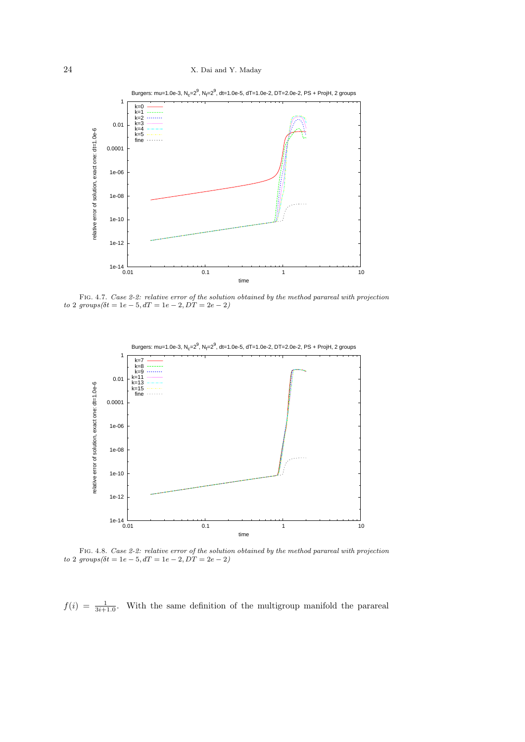FIG. 4.7. *Case 2-2: relative error of the solution obtained by the method parareal with projection to 2 groups*($\delta t = 1e-5, dT = 1e-2, DT = 2e-2$)

FIG. 4.8. *Case 2-2: relative error of the solution obtained by the method parareal with projection to 2 groups*($\delta t = 1e-5, dT = 1e-2, DT = 2e-2$)

$f(i) = \frac{1}{3i+1.0}$. With the same definition of the multigroup manifold the parareal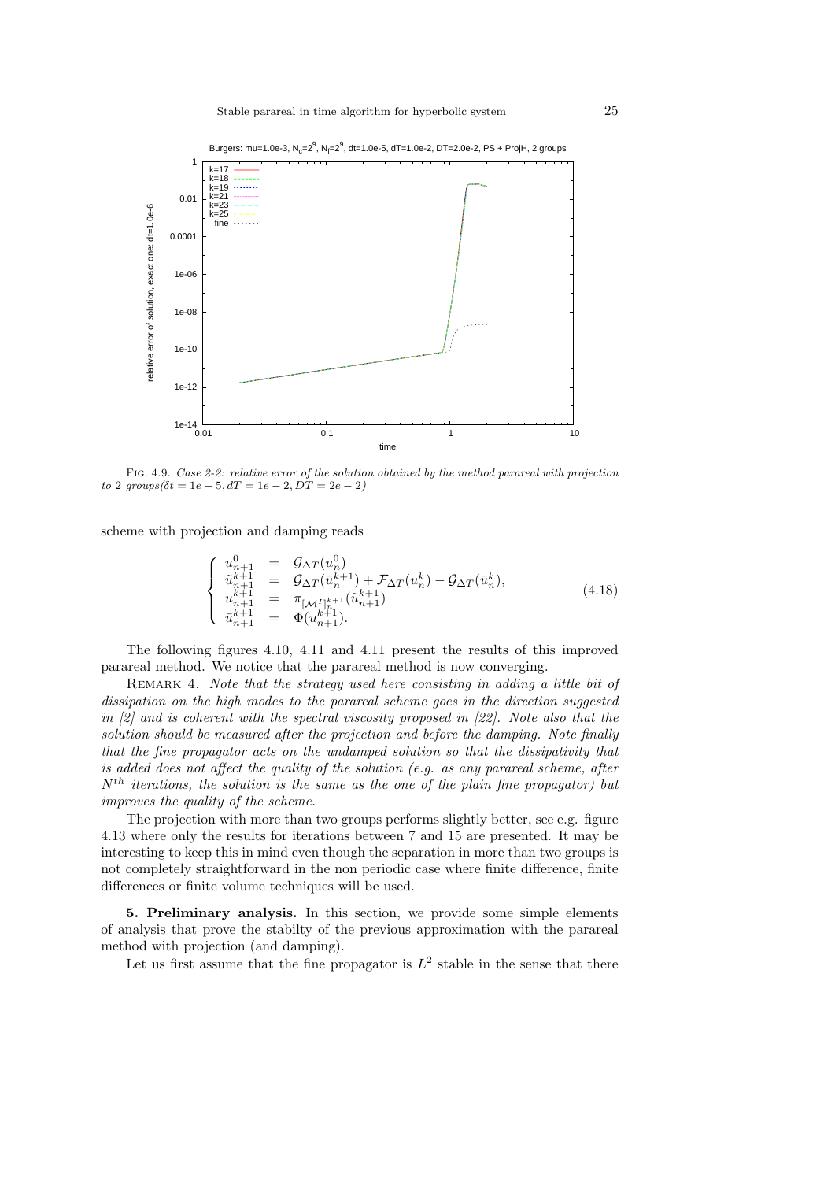FIG. 4.9. *Case 2-2: relative error of the solution obtained by the method parareal with projection to 2 groups*$(\delta t = 1e-5, dT = 1e-2, DT = 2e-2)$

scheme with projection and damping reads

$$
\left\{
\begin{array}{rcl}
u^0_{n+1} & = & \mathcal{G}_{\Delta T}(u^0_n) \\
\tilde{u}^{k+1}_{n+1} & = & \mathcal{G}_{\Delta T}(\bar{u}^{k+1}_n) + \mathcal{F}_{\Delta T}(u^k_n) - \mathcal{G}_{\Delta T}(\bar{u}^k_n), \\
u^{k+1}_{n+1} & = & \pi_{[\mathcal{M}^I]^{k+1}_n}(\tilde{u}^{k+1}_{n+1}) \\
\bar{u}^{k+1}_{n+1} & = & \Phi(u^{k+1}_{n+1}).
\end{array}
\right.
\tag{4.18}
$$

The following figures 4.10, 4.11 and 4.11 present the results of this improved parareal method. We notice that the parareal method is now converging.

REMARK 4. *Note that the strategy used here consisting in adding a little bit of dissipation on the high modes to the parareal scheme goes in the direction suggested in [2] and is coherent with the spectral viscosity proposed in [22]. Note also that the solution should be measured after the projection and before the damping. Note finally that the fine propagator acts on the undamped solution so that the dissipativity that is added does not affect the quality of the solution (e.g. as any parareal scheme, after $N^{th}$ iterations, the solution is the same as the one of the plain fine propagator) but improves the quality of the scheme.*

The projection with more than two groups performs slightly better, see e.g. figure 4.13 where only the results for iterations between 7 and 15 are presented. It may be interesting to keep this in mind even though the separation in more than two groups is not completely straightforward in the non periodic case where finite difference, finite differences or finite volume techniques will be used.

**5. Preliminary analysis.** In this section, we provide some simple elements of analysis that prove the stabilty of the previous approximation with the parareal method with projection (and damping).

Let us first assume that the fine propagator is $L^2$ stable in the sense that there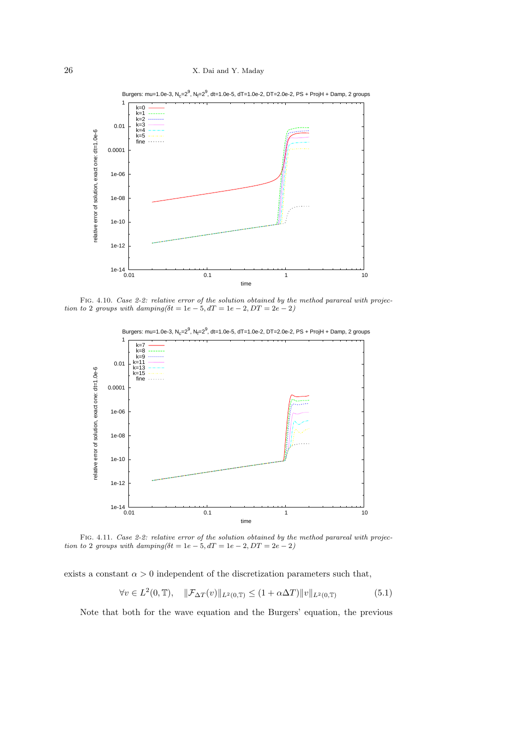FIG. 4.10. *Case 2-2: relative error of the solution obtained by the method parareal with projection to 2 groups with damping($\delta t = 1e-5, dT = 1e-2, DT = 2e-2$)*

FIG. 4.11. *Case 2-2: relative error of the solution obtained by the method parareal with projection to 2 groups with damping($\delta t = 1e-5, dT = 1e-2, DT = 2e-2$)*

exists a constant $\alpha > 0$ independent of the discretization parameters such that,

$$\forall v \in L^2(0, \mathbb{T}), \quad \|\mathcal{F}_{\Delta T}(v)\|_{L^2(0,\mathbb{T})} \leq (1 + \alpha \Delta T)\|v\|_{L^2(0,\mathbb{T})} \tag{5.1}$$

Note that both for the wave equation and the Burgers' equation, the previous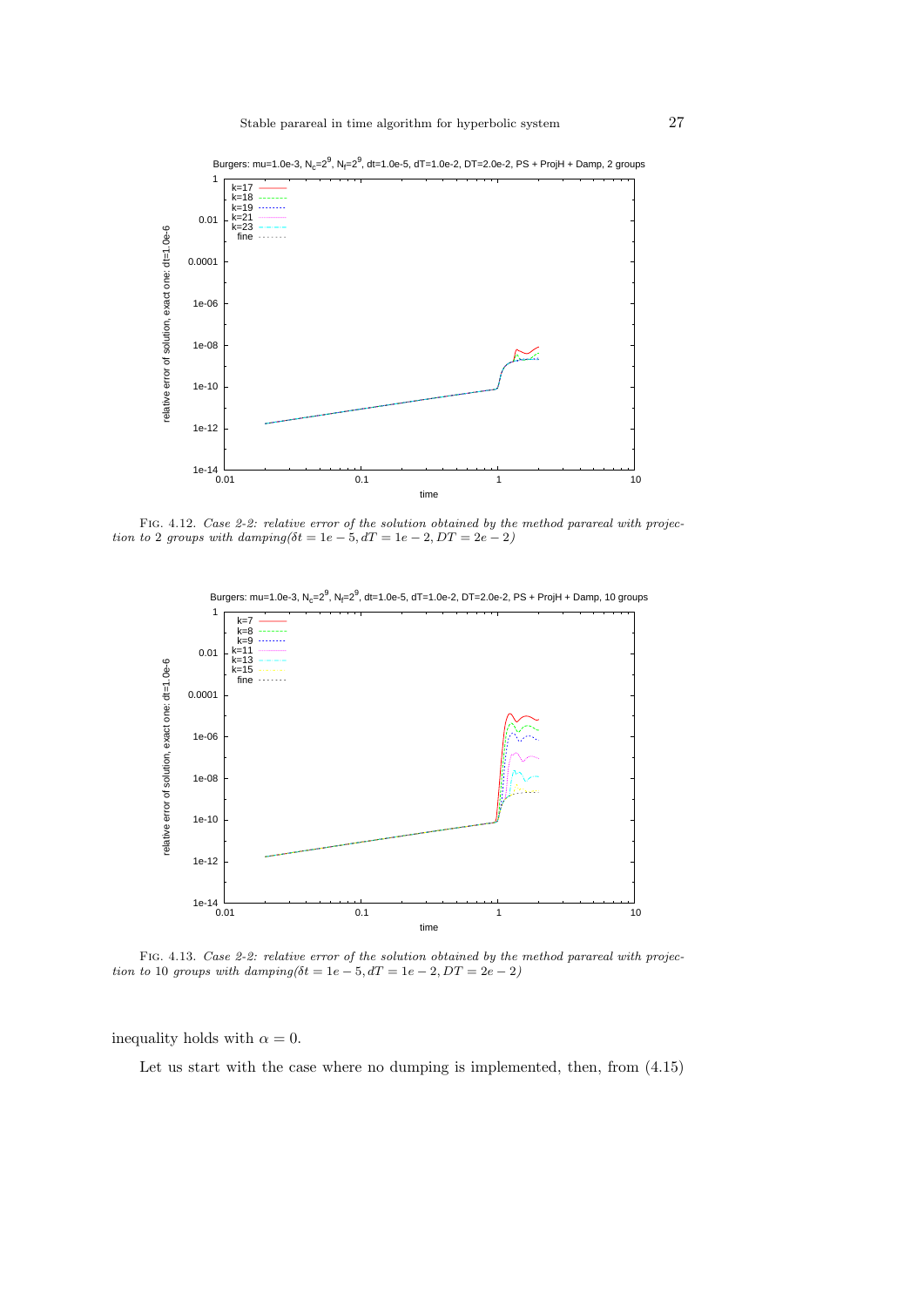FIG. 4.12. *Case 2-2: relative error of the solution obtained by the method parareal with projection to 2 groups with damping($\delta t = 1e-5, dT = 1e-2, DT = 2e-2$)*

FIG. 4.13. *Case 2-2: relative error of the solution obtained by the method parareal with projection to 10 groups with damping($\delta t = 1e-5, dT = 1e-2, DT = 2e-2$)*

inequality holds with $\alpha = 0$.

Let us start with the case where no dumping is implemented, then, from (4.15)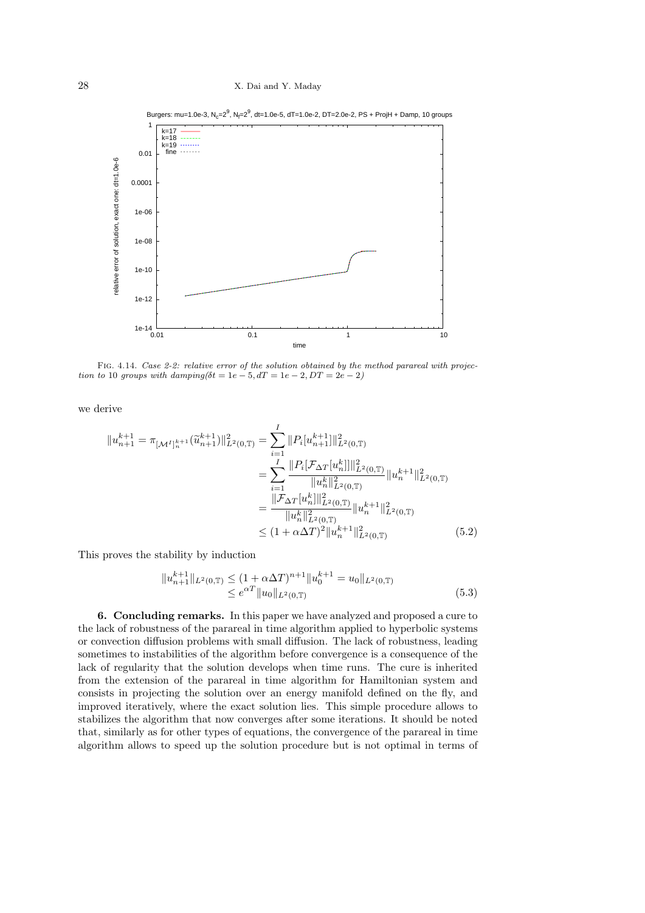FIG. 4.14. *Case 2-2: relative error of the solution obtained by the method parareal with projection to* 10 *groups with damping*($\delta t = 1e-5, dT = 1e-2, DT = 2e-2$)

we derive

$$
\begin{aligned}
\|u_{n+1}^{k+1} = \pi_{[\mathcal{M}']_n^{k+1}}(\widetilde{u}_{n+1}^{k+1})\|_{L^2(0,\mathbb{T})}^2 &= \sum_{i=1}^{I} \|P_i[u_{n+1}^{k+1}]\|_{L^2(0,\mathbb{T})}^2 \\
&= \sum_{i=1}^{I} \frac{\|P_i[\mathcal{F}_{\Delta T}[u_n^k]]\|_{L^2(0,\mathbb{T})}^2}{\|u_n^k\|_{L^2(0,\mathbb{T})}^2} \|u_n^{k+1}\|_{L^2(0,\mathbb{T})}^2 \\
&= \frac{\|\mathcal{F}_{\Delta T}[u_n^k]\|_{L^2(0,\mathbb{T})}^2}{\|u_n^k\|_{L^2(0,\mathbb{T})}^2} \|u_n^{k+1}\|_{L^2(0,\mathbb{T})}^2 \\
&\leq (1+\alpha \Delta T)^2 \|u_n^{k+1}\|_{L^2(0,\mathbb{T})}^2
\end{aligned}
\tag{5.2}
$$

This proves the stability by induction

$$
\begin{aligned}
\|u_{n+1}^{k+1}\|_{L^2(0,\mathbb{T})} &\leq (1+\alpha\Delta T)^{n+1} \|u_0^{k+1} = u_0\|_{L^2(0,\mathbb{T})} \\
&\leq e^{\alpha T} \|u_0\|_{L^2(0,\mathbb{T})}
\end{aligned}
\tag{5.3}
$$

**6. Concluding remarks.** In this paper we have analyzed and proposed a cure to the lack of robustness of the parareal in time algorithm applied to hyperbolic systems or convection diffusion problems with small diffusion. The lack of robustness, leading sometimes to instabilities of the algorithm before convergence is a consequence of the lack of regularity that the solution develops when time runs. The cure is inherited from the extension of the parareal in time algorithm for Hamiltonian system and consists in projecting the solution over an energy manifold defined on the fly, and improved iteratively, where the exact solution lies. This simple procedure allows to stabilizes the algorithm that now converges after some iterations. It should be noted that, similarly as for other types of equations, the convergence of the parareal in time algorithm allows to speed up the solution procedure but is not optimal in terms of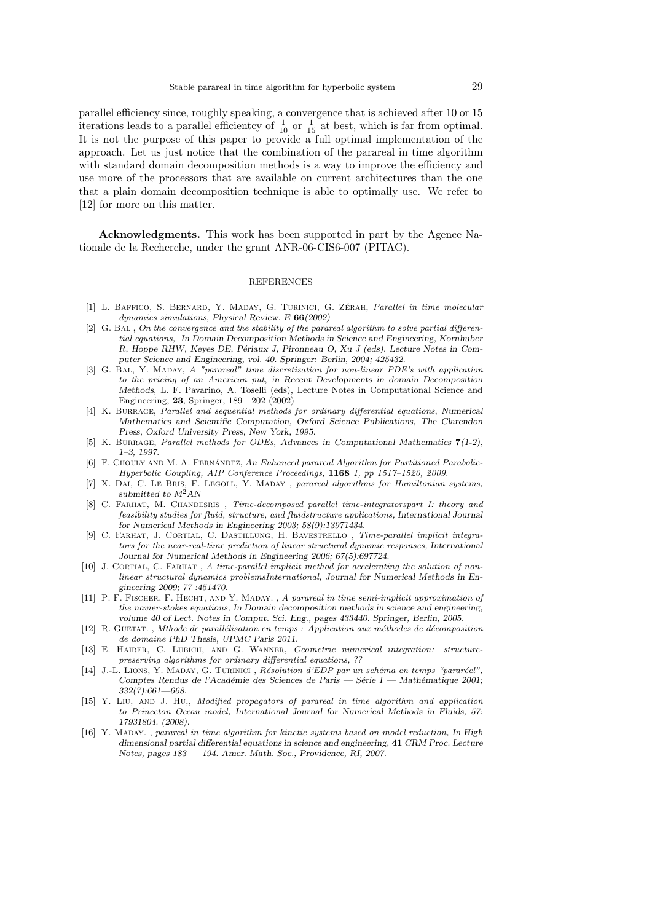parallel efficiency since, roughly speaking, a convergence that is achieved after 10 or 15 iterations leads to a parallel efficientcy of $\frac{1}{10}$ or $\frac{1}{15}$ at best, which is far from optimal. It is not the purpose of this paper to provide a full optimal implementation of the approach. Let us just notice that the combination of the parareal in time algorithm with standard domain decomposition methods is a way to improve the efficiency and use more of the processors that are available on current architectures than the one that a plain domain decomposition technique is able to optimally use. We refer to [12] for more on this matter.

**Acknowledgments.** This work has been supported in part by the Agence Nationale de la Recherche, under the grant ANR-06-CIS6-007 (PITAC).

## REFERENCES

[1] L. Baffico, S. Bernard, Y. Maday, G. Turinici, G. Zérah, *Parallel in time molecular dynamics simulations*, Physical Review. E **66**(2002)

[2] G. Bal , *On the convergence and the stability of the parareal algorithm to solve partial differential equations,* In Domain Decomposition Methods in Science and Engineering, Kornhuber R, Hoppe RHW, Keyes DE, Périaux J, Pironneau O, Xu J (eds). Lecture Notes in Computer Science and Engineering, vol. 40. Springer: Berlin, 2004; 425432.

[3] G. Bal, Y. Maday, *A "parareal" time discretization for non-linear PDE's with application to the pricing of an American put*, in Recent Developments in domain Decomposition Methods, L. F. Pavarino, A. Toselli (eds), Lecture Notes in Computational Science and Engineering, **23**, Springer, 189—202 (2002)

[4] K. Burrage, *Parallel and sequential methods for ordinary differential equations*, Numerical Mathematics and Scientific Computation, Oxford Science Publications, The Clarendon Press, Oxford University Press, New York, 1995.

[5] K. Burrage, *Parallel methods for ODEs*, Advances in Computational Mathematics **7**(1-2), 1–3, 1997.

[6] F. Chouly and M. A. Fernández, *An Enhanced parareal Algorithm for Partitioned Parabolic-Hyperbolic Coupling, AIP Conference Proceedings,* **1168** 1, pp 1517–1520, 2009.

[7] X. Dai, C. Le Bris, F. Legoll, Y. Maday , *parareal algorithms for Hamiltonian systems, submitted to* $M^2AN$

[8] C. Farhat, M. Chandesris , *Time-decomposed parallel time-integratorspart I: theory and feasibility studies for fluid, structure, and fluidstructure applications,* International Journal for Numerical Methods in Engineering 2003; 58(9):13971434.

[9] C. Farhat, J. Cortial, C. Dastillung, H. Bavestrello , *Time-parallel implicit integrators for the near-real-time prediction of linear structural dynamic responses,* International Journal for Numerical Methods in Engineering 2006; 67(5):697724.

[10] J. Cortial, C. Farhat , *A time-parallel implicit method for accelerating the solution of non-linear structural dynamics problemsInternational,* Journal for Numerical Methods in Engineering 2009; 77 :451470.

[11] P. F. Fischer, F. Hecht, and Y. Maday. , *A parareal in time semi-implicit approximation of the navier-stokes equations,* In Domain decomposition methods in science and engineering, volume 40 of Lect. Notes in Comput. Sci. Eng., pages 433440. Springer, Berlin, 2005.

[12] R. Guetat. , *Mthode de parallélisation en temps : Application aux méthodes de décomposition de domaine* PhD Thesis, UPMC Paris 2011.

[13] E. Hairer, C. Lubich, and G. Wanner, *Geometric numerical integration: structure-preserving algorithms for ordinary differential equations, ??*

[14] J.-L. Lions, Y. Maday, G. Turinici , *Résolution d'EDP par un schéma en temps "pararéel",* Comptes Rendus de l'Académie des Sciences de Paris — Série I — Mathématique 2001; 332(7):661—668.

[15] Y. Liu, and J. Hu,, *Modified propagators of parareal in time algorithm and application to Princeton Ocean model,* International Journal for Numerical Methods in Fluids, 57: 17931804. (2008).

[16] Y. Maday. , *parareal in time algorithm for kinetic systems based on model reduction,* In High dimensional partial differential equations in science and engineering, **41** CRM Proc. Lecture Notes, pages 183 — 194. Amer. Math. Soc., Providence, RI, 2007.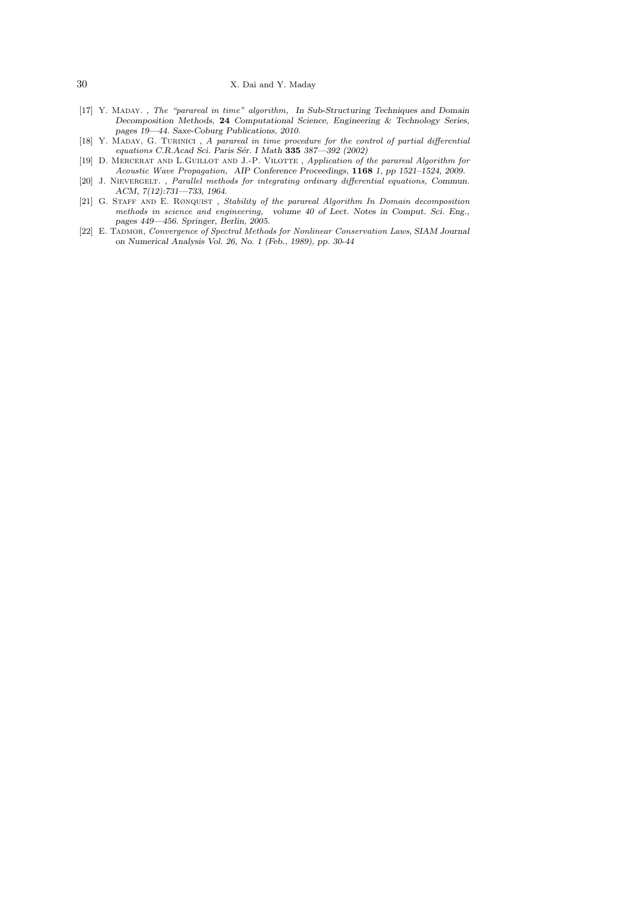[17] Y. Maday. , *The "parareal in time" algorithm,* In Sub-Structuring Techniques and Domain Decomposition Methods, **24** Computational Science, Engineering & Technology Series, pages 19—44. Saxe-Coburg Publications, 2010.

[18] Y. Maday, G. Turinici , *A parareal in time procedure for the control of partial differential equations* C.R.Acad Sci. Paris Sér. I Math **335** 387—392 (2002)

[19] D. Mercerat and L.Guillot and J.-P. Vilotte , *Application of the parareal Algorithm for Acoustic Wave Propagation,* AIP Conference Proceedings, **1168** 1, pp 1521–1524, 2009.

[20] J. Nievergelt. , *Parallel methods for integrating ordinary differential equations,* Commun. ACM, 7(12):731—733, 1964.

[21] G. Staff and E. Rønquist , *Stability of the parareal Algorithm In Domain decomposition methods in science and engineering,* volume 40 of Lect. Notes in Comput. Sci. Eng., pages 449—456. Springer, Berlin, 2005.

[22] E. Tadmor, *Convergence of Spectral Methods for Nonlinear Conservation Laws*, SIAM Journal on Numerical Analysis Vol. 26, No. 1 (Feb., 1989), pp. 30-44